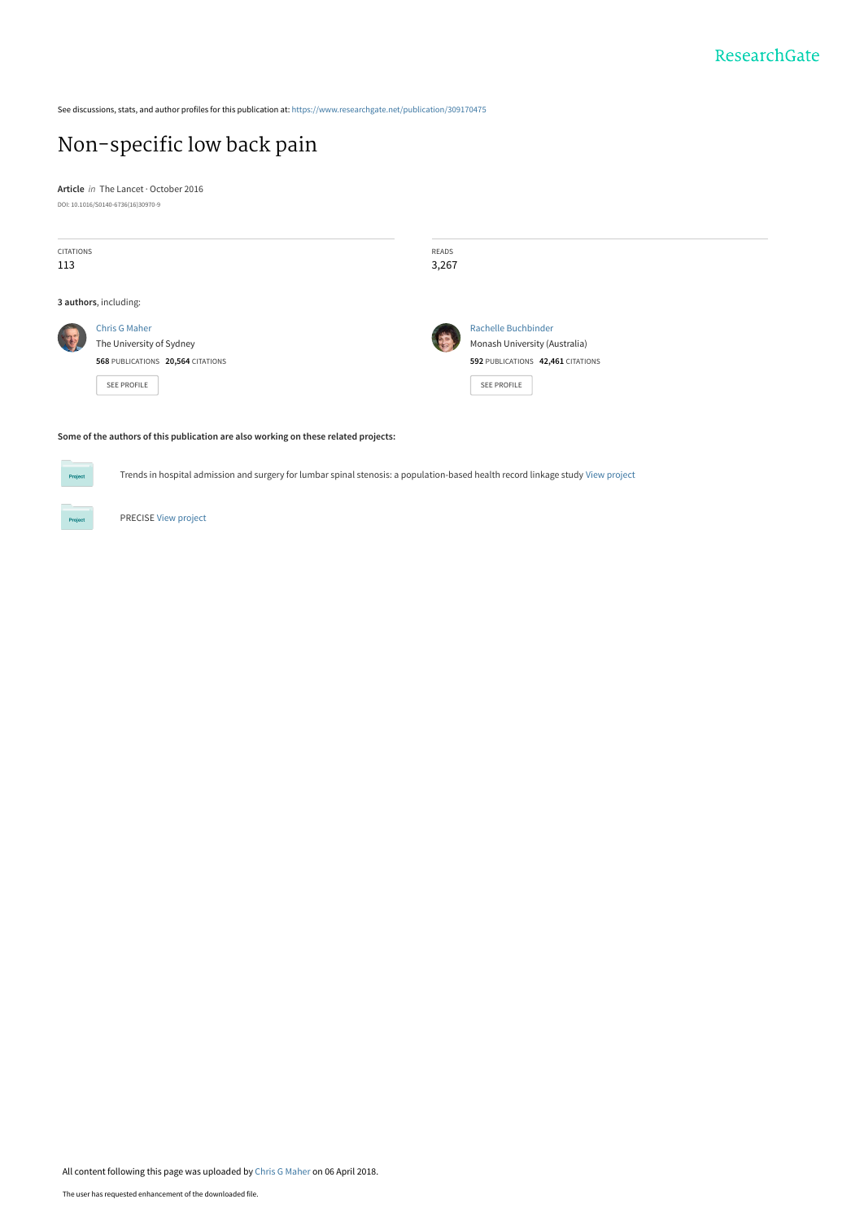See discussions, stats, and author profiles for this publication at: https://www.researchgate.net/publication/309170475

# Non-specific low back pain

**Article** *in* The Lancet · October 2016

DOI: 10.1016/S0140-6736(16)30970-9

CITATIONS
113

READS
3,267

**3 authors**, including:

Chris G Maher
The University of Sydney
**568** PUBLICATIONS **20,564** CITATIONS

SEE PROFILE

Rachelle Buchbinder
Monash University (Australia)
**592** PUBLICATIONS **42,461** CITATIONS

SEE PROFILE

**Some of the authors of this publication are also working on these related projects:**

Trends in hospital admission and surgery for lumbar spinal stenosis: a population-based health record linkage study View project

PRECISE View project

All content following this page was uploaded by Chris G Maher on 06 April 2018.

The user has requested enhancement of the downloaded file.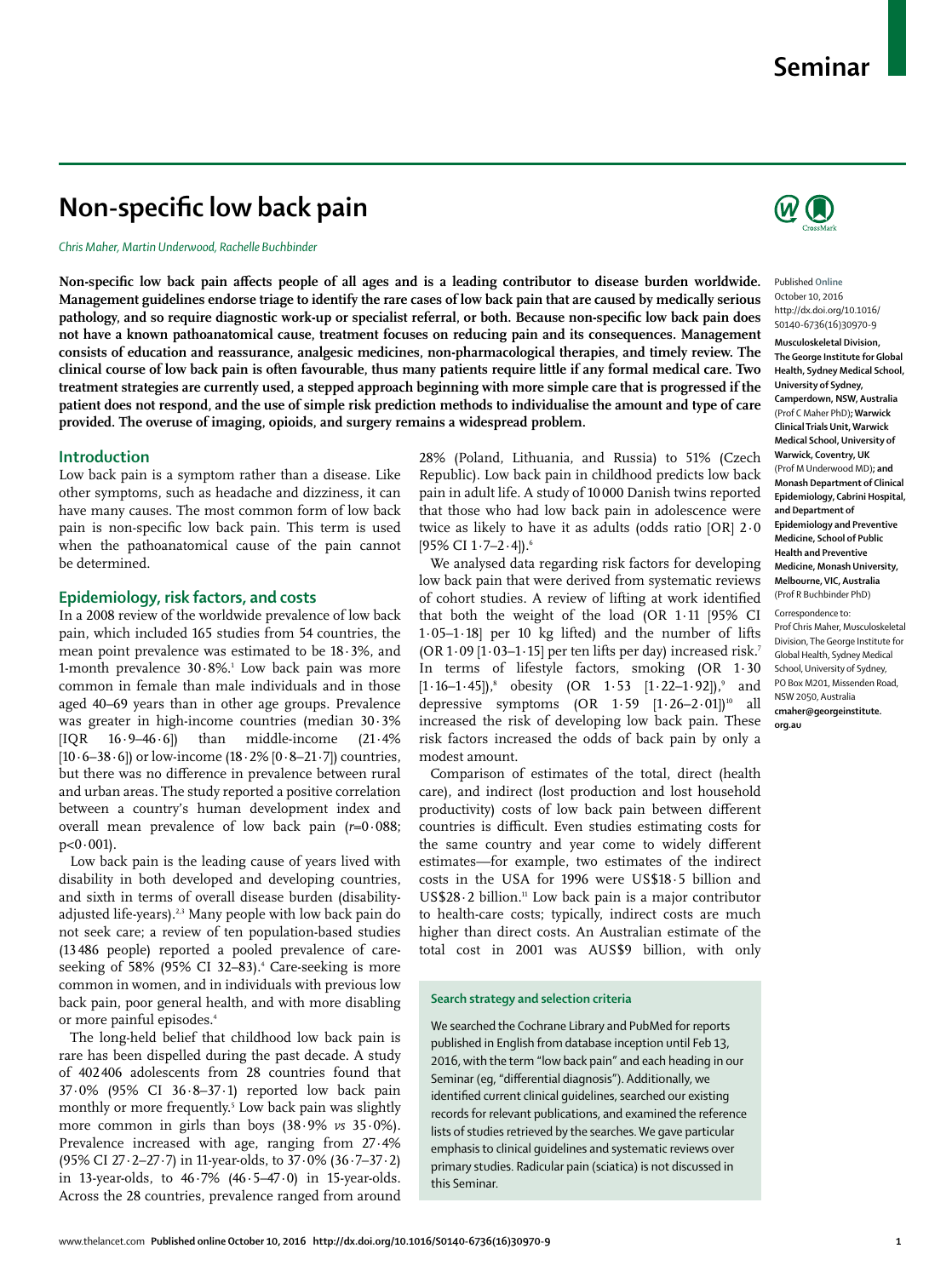# Seminar

# Non-specific low back pain

*Chris Maher, Martin Underwood, Rachelle Buchbinder*

**Non-specific low back pain affects people of all ages and is a leading contributor to disease burden worldwide. Management guidelines endorse triage to identify the rare cases of low back pain that are caused by medically serious pathology, and so require diagnostic work-up or specialist referral, or both. Because non-specific low back pain does not have a known pathoanatomical cause, treatment focuses on reducing pain and its consequences. Management consists of education and reassurance, analgesic medicines, non-pharmacological therapies, and timely review. The clinical course of low back pain is often favourable, thus many patients require little if any formal medical care. Two treatment strategies are currently used, a stepped approach beginning with more simple care that is progressed if the patient does not respond, and the use of simple risk prediction methods to individualise the amount and type of care provided. The overuse of imaging, opioids, and surgery remains a widespread problem.**

Published Online October 10, 2016 http://dx.doi.org/10.1016/S0140-6736(16)30970-9

**Musculoskeletal Division, The George Institute for Global Health, Sydney Medical School, University of Sydney, Camperdown, NSW, Australia** (Prof C Maher PhD)**; Warwick Clinical Trials Unit, Warwick Medical School, University of Warwick, Coventry, UK** (Prof M Underwood MD)**; and Monash Department of Clinical Epidemiology, Cabrini Hospital, and Department of Epidemiology and Preventive Medicine, School of Public Health and Preventive Medicine, Monash University, Melbourne, VIC, Australia** (Prof R Buchbinder PhD)

Correspondence to: Prof Chris Maher, Musculoskeletal Division, The George Institute for Global Health, Sydney Medical School, University of Sydney, PO Box M201, Missenden Road, NSW 2050, Australia **cmaher@georgeinstitute.org.au**

## Introduction

Low back pain is a symptom rather than a disease. Like other symptoms, such as headache and dizziness, it can have many causes. The most common form of low back pain is non-specific low back pain. This term is used when the pathoanatomical cause of the pain cannot be determined.

## Epidemiology, risk factors, and costs

In a 2008 review of the worldwide prevalence of low back pain, which included 165 studies from 54 countries, the mean point prevalence was estimated to be 18·3%, and 1-month prevalence 30·8%.[1] Low back pain was more common in female than male individuals and in those aged 40–69 years than in other age groups. Prevalence was greater in high-income countries (median 30·3% [IQR 16·9–46·6]) than middle-income (21·4% [10·6–38·6]) or low-income (18·2% [0·8–21·7]) countries, but there was no difference in prevalence between rural and urban areas. The study reported a positive correlation between a country's human development index and overall mean prevalence of low back pain ($r$=0·088; $p$<0·001).

Low back pain is the leading cause of years lived with disability in both developed and developing countries, and sixth in terms of overall disease burden (disability-adjusted life-years).[2,3] Many people with low back pain do not seek care; a review of ten population-based studies (13 486 people) reported a pooled prevalence of care-seeking of 58% (95% CI 32–83).[4] Care-seeking is more common in women, and in individuals with previous low back pain, poor general health, and with more disabling or more painful episodes.[4]

The long-held belief that childhood low back pain is rare has been dispelled during the past decade. A study of 402 406 adolescents from 28 countries found that 37·0% (95% CI 36·8–37·1) reported low back pain monthly or more frequently.[5] Low back pain was slightly more common in girls than boys (38·9% *vs* 35·0%). Prevalence increased with age, ranging from 27·4% (95% CI 27·2–27·7) in 11-year-olds, to 37·0% (36·7–37·2) in 13-year-olds, to 46·7% (46·5–47·0) in 15-year-olds. Across the 28 countries, prevalence ranged from around 28% (Poland, Lithuania, and Russia) to 51% (Czech Republic). Low back pain in childhood predicts low back pain in adult life. A study of 10 000 Danish twins reported that those who had low back pain in adolescence were twice as likely to have it as adults (odds ratio [OR] 2·0 [95% CI 1·7–2·4]).[6]

We analysed data regarding risk factors for developing low back pain that were derived from systematic reviews of cohort studies. A review of lifting at work identified that both the weight of the load (OR 1·11 [95% CI 1·05–1·18] per 10 kg lifted) and the number of lifts (OR 1·09 [1·03–1·15] per ten lifts per day) increased risk.[7] In terms of lifestyle factors, smoking (OR 1·30 [1·16–1·45]),[8] obesity (OR 1·53 [1·22–1·92]),[9] and depressive symptoms (OR 1·59 [1·26–2·01])[10] all increased the risk of developing low back pain. These risk factors increased the odds of back pain by only a modest amount.

Comparison of estimates of the total, direct (health care), and indirect (lost production and lost household productivity) costs of low back pain between different countries is difficult. Even studies estimating costs for the same country and year come to widely different estimates—for example, two estimates of the indirect costs in the USA for 1996 were US$18·5 billion and US$28·2 billion.[11] Low back pain is a major contributor to health-care costs; typically, indirect costs are much higher than direct costs. An Australian estimate of the total cost in 2001 was AUS$9 billion, with only

**Search strategy and selection criteria**

We searched the Cochrane Library and PubMed for reports published in English from database inception until Feb 13, 2016, with the term "low back pain" and each heading in our Seminar (eg, "differential diagnosis"). Additionally, we identified current clinical guidelines, searched our existing records for relevant publications, and examined the reference lists of studies retrieved by the searches. We gave particular emphasis to clinical guidelines and systematic reviews over primary studies. Radicular pain (sciatica) is not discussed in this Seminar.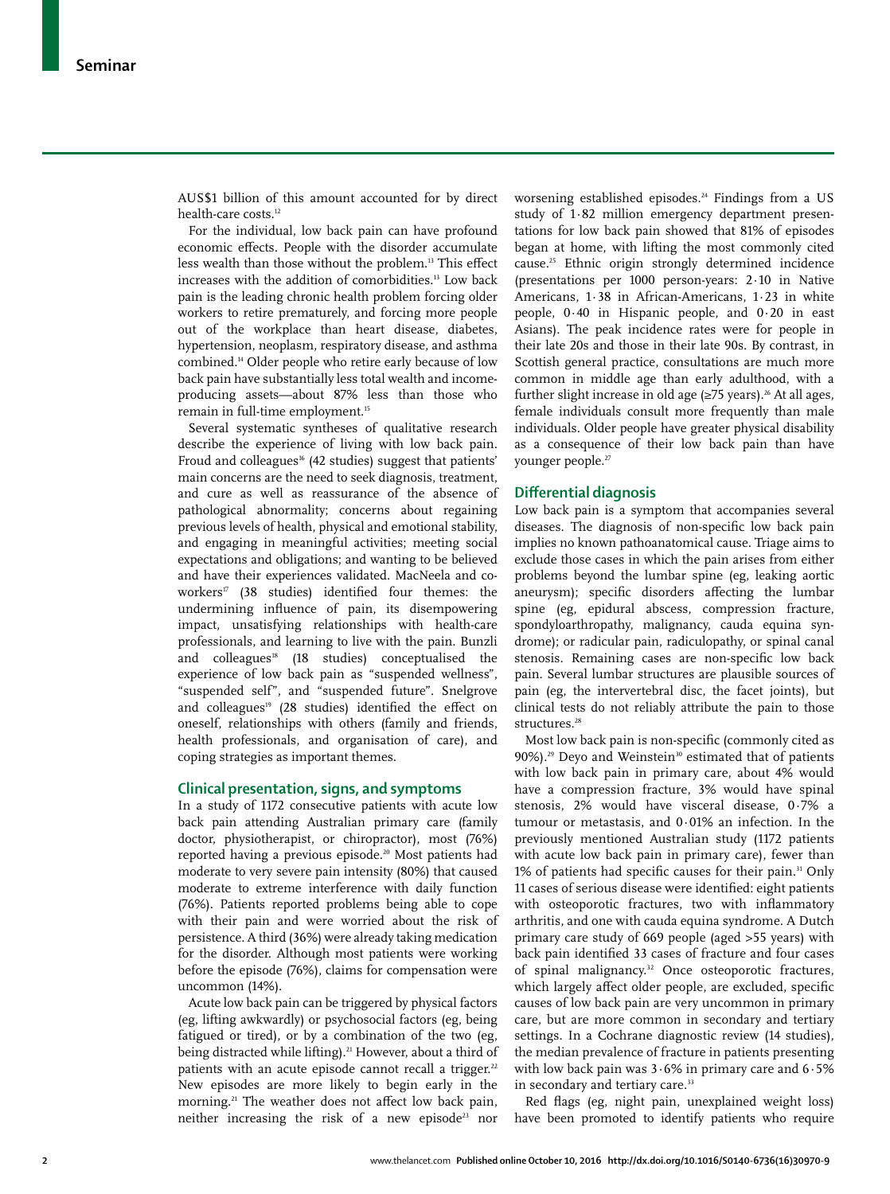AUS$1 billion of this amount accounted for by direct health-care costs.[12]

For the individual, low back pain can have profound economic effects. People with the disorder accumulate less wealth than those without the problem.[13] This effect increases with the addition of comorbidities.[13] Low back pain is the leading chronic health problem forcing older workers to retire prematurely, and forcing more people out of the workplace than heart disease, diabetes, hypertension, neoplasm, respiratory disease, and asthma combined.[14] Older people who retire early because of low back pain have substantially less total wealth and income-producing assets—about 87% less than those who remain in full-time employment.[15]

Several systematic syntheses of qualitative research describe the experience of living with low back pain. Froud and colleagues[16] (42 studies) suggest that patients' main concerns are the need to seek diagnosis, treatment, and cure as well as reassurance of the absence of pathological abnormality; concerns about regaining previous levels of health, physical and emotional stability, and engaging in meaningful activities; meeting social expectations and obligations; and wanting to be believed and have their experiences validated. MacNeela and co-workers[17] (38 studies) identified four themes: the undermining influence of pain, its disempowering impact, unsatisfying relationships with health-care professionals, and learning to live with the pain. Bunzli and colleagues[18] (18 studies) conceptualised the experience of low back pain as "suspended wellness", "suspended self", and "suspended future". Snelgrove and colleagues[19] (28 studies) identified the effect on oneself, relationships with others (family and friends, health professionals, and organisation of care), and coping strategies as important themes.

## Clinical presentation, signs, and symptoms

In a study of 1172 consecutive patients with acute low back pain attending Australian primary care (family doctor, physiotherapist, or chiropractor), most (76%) reported having a previous episode.[20] Most patients had moderate to very severe pain intensity (80%) that caused moderate to extreme interference with daily function (76%). Patients reported problems being able to cope with their pain and were worried about the risk of persistence. A third (36%) were already taking medication for the disorder. Although most patients were working before the episode (76%), claims for compensation were uncommon (14%).

Acute low back pain can be triggered by physical factors (eg, lifting awkwardly) or psychosocial factors (eg, being fatigued or tired), or by a combination of the two (eg, being distracted while lifting).[21] However, about a third of patients with an acute episode cannot recall a trigger.[22] New episodes are more likely to begin early in the morning.[21] The weather does not affect low back pain, neither increasing the risk of a new episode[23] nor worsening established episodes.[24] Findings from a US study of 1·82 million emergency department presentations for low back pain showed that 81% of episodes began at home, with lifting the most commonly cited cause.[25] Ethnic origin strongly determined incidence (presentations per 1000 person-years: 2·10 in Native Americans, 1·38 in African-Americans, 1·23 in white people, 0·40 in Hispanic people, and 0·20 in east Asians). The peak incidence rates were for people in their late 20s and those in their late 90s. By contrast, in Scottish general practice, consultations are much more common in middle age than early adulthood, with a further slight increase in old age (≥75 years).[26] At all ages, female individuals consult more frequently than male individuals. Older people have greater physical disability as a consequence of their low back pain than have younger people.[27]

## Differential diagnosis

Low back pain is a symptom that accompanies several diseases. The diagnosis of non-specific low back pain implies no known pathoanatomical cause. Triage aims to exclude those cases in which the pain arises from either problems beyond the lumbar spine (eg, leaking aortic aneurysm); specific disorders affecting the lumbar spine (eg, epidural abscess, compression fracture, spondyloarthropathy, malignancy, cauda equina syndrome); or radicular pain, radiculopathy, or spinal canal stenosis. Remaining cases are non-specific low back pain. Several lumbar structures are plausible sources of pain (eg, the intervertebral disc, the facet joints), but clinical tests do not reliably attribute the pain to those structures.[28]

Most low back pain is non-specific (commonly cited as 90%).[29] Deyo and Weinstein[30] estimated that of patients with low back pain in primary care, about 4% would have a compression fracture, 3% would have spinal stenosis, 2% would have visceral disease, 0·7% a tumour or metastasis, and 0·01% an infection. In the previously mentioned Australian study (1172 patients with acute low back pain in primary care), fewer than 1% of patients had specific causes for their pain.[31] Only 11 cases of serious disease were identified: eight patients with osteoporotic fractures, two with inflammatory arthritis, and one with cauda equina syndrome. A Dutch primary care study of 669 people (aged >55 years) with back pain identified 33 cases of fracture and four cases of spinal malignancy.[32] Once osteoporotic fractures, which largely affect older people, are excluded, specific causes of low back pain are very uncommon in primary care, but are more common in secondary and tertiary settings. In a Cochrane diagnostic review (14 studies), the median prevalence of fracture in patients presenting with low back pain was 3·6% in primary care and 6·5% in secondary and tertiary care.[33]

Red flags (eg, night pain, unexplained weight loss) have been promoted to identify patients who require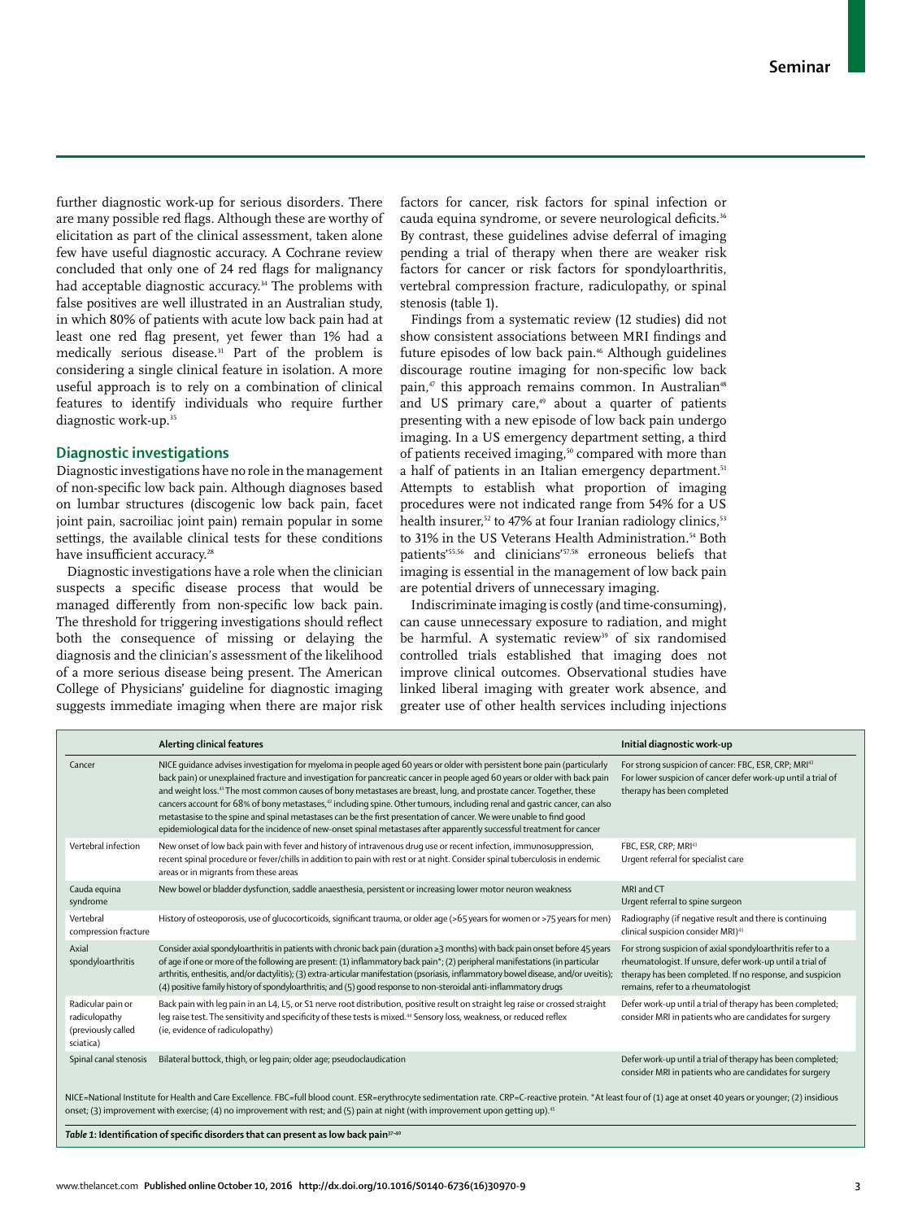further diagnostic work-up for serious disorders. There are many possible red flags. Although these are worthy of elicitation as part of the clinical assessment, taken alone few have useful diagnostic accuracy. A Cochrane review concluded that only one of 24 red flags for malignancy had acceptable diagnostic accuracy.[34] The problems with false positives are well illustrated in an Australian study, in which 80% of patients with acute low back pain had at least one red flag present, yet fewer than 1% had a medically serious disease.[31] Part of the problem is considering a single clinical feature in isolation. A more useful approach is to rely on a combination of clinical features to identify individuals who require further diagnostic work-up.[35]

## Diagnostic investigations

Diagnostic investigations have no role in the management of non-specific low back pain. Although diagnoses based on lumbar structures (discogenic low back pain, facet joint pain, sacroiliac joint pain) remain popular in some settings, the available clinical tests for these conditions have insufficient accuracy.[28]

Diagnostic investigations have a role when the clinician suspects a specific disease process that would be managed differently from non-specific low back pain. The threshold for triggering investigations should reflect both the consequence of missing or delaying the diagnosis and the clinician's assessment of the likelihood of a more serious disease being present. The American College of Physicians' guideline for diagnostic imaging suggests immediate imaging when there are major risk factors for cancer, risk factors for spinal infection or cauda equina syndrome, or severe neurological deficits.[36] By contrast, these guidelines advise deferral of imaging pending a trial of therapy when there are weaker risk factors for cancer or risk factors for spondyloarthritis, vertebral compression fracture, radiculopathy, or spinal stenosis (table 1).

Findings from a systematic review (12 studies) did not show consistent associations between MRI findings and future episodes of low back pain.[46] Although guidelines discourage routine imaging for non-specific low back pain,[47] this approach remains common. In Australian[48] and US primary care,[49] about a quarter of patients presenting with a new episode of low back pain undergo imaging. In a US emergency department setting, a third of patients received imaging,[50] compared with more than a half of patients in an Italian emergency department.[51] Attempts to establish what proportion of imaging procedures were not indicated range from 54% for a US health insurer,[52] to 47% at four Iranian radiology clinics,[53] to 31% in the US Veterans Health Administration.[54] Both patients'[55,56] and clinicians'[57,58] erroneous beliefs that imaging is essential in the management of low back pain are potential drivers of unnecessary imaging.

Indiscriminate imaging is costly (and time-consuming), can cause unnecessary exposure to radiation, and might be harmful. A systematic review[39] of six randomised controlled trials established that imaging does not improve clinical outcomes. Observational studies have linked liberal imaging with greater work absence, and greater use of other health services including injections

| | Alerting clinical features | Initial diagnostic work-up |
|---|---|---|
| Cancer | NICE guidance advises investigation for myeloma in people aged 60 years or older with persistent bone pain (particularly back pain) or unexplained fracture and investigation for pancreatic cancer in people aged 60 years or older with back pain and weight loss.[41] The most common causes of bony metastases are breast, lung, and prostate cancer. Together, these cancers account for 68% of bony metastases,[42] including spine. Other tumours, including renal and gastric cancer, can also metastasise to the spine and spinal metastases can be the first presentation of cancer. We were unable to find good epidemiological data for the incidence of new-onset spinal metastases after apparently successful treatment for cancer | For strong suspicion of cancer: FBC, ESR, CRP; MRI[43] For lower suspicion of cancer defer work-up until a trial of therapy has been completed |
| Vertebral infection | New onset of low back pain with fever and history of intravenous drug use or recent infection, immunosuppression, recent spinal procedure or fever/chills in addition to pain with rest or at night. Consider spinal tuberculosis in endemic areas or in migrants from these areas | FBC, ESR, CRP; MRI[43] Urgent referral for specialist care |
| Cauda equina syndrome | New bowel or bladder dysfunction, saddle anaesthesia, persistent or increasing lower motor neuron weakness | MRI and CT Urgent referral to spine surgeon |
| Vertebral compression fracture | History of osteoporosis, use of glucocorticoids, significant trauma, or older age (>65 years for women or >75 years for men) | Radiography (if negative result and there is continuing clinical suspicion consider MRI)[43] |
| Axial spondyloarthritis | Consider axial spondyloarthritis in patients with chronic back pain (duration ≥3 months) with back pain onset before 45 years of age if one or more of the following are present: (1) inflammatory back pain*; (2) peripheral manifestations (in particular arthritis, enthesitis, and/or dactylitis); (3) extra-articular manifestation (psoriasis, inflammatory bowel disease, and/or uveitis); (4) positive family history of spondyloarthritis; and (5) good response to non-steroidal anti-inflammatory drugs | For strong suspicion of axial spondyloarthritis refer to a rheumatologist. If unsure, defer work-up until a trial of therapy has been completed. If no response, and suspicion remains, refer to a rheumatologist |
| Radicular pain or radiculopathy (previously called sciatica) | Back pain with leg pain in an L4, L5, or S1 nerve root distribution, positive result on straight leg raise or crossed straight leg raise test. The sensitivity and specificity of these tests is mixed.[44] Sensory loss, weakness, or reduced reflex (ie, evidence of radiculopathy) | Defer work-up until a trial of therapy has been completed; consider MRI in patients who are candidates for surgery |
| Spinal canal stenosis | Bilateral buttock, thigh, or leg pain; older age; pseudoclaudication | Defer work-up until a trial of therapy has been completed; consider MRI in patients who are candidates for surgery |

NICE=National Institute for Health and Care Excellence. FBC=full blood count. ESR=erythrocyte sedimentation rate. CRP=C-reactive protein. *At least four of (1) age at onset 40 years or younger; (2) insidious onset; (3) improvement with exercise; (4) no improvement with rest; and (5) pain at night (with improvement upon getting up).[45]

*Table 1:* **Identification of specific disorders that can present as low back pain**[37–40]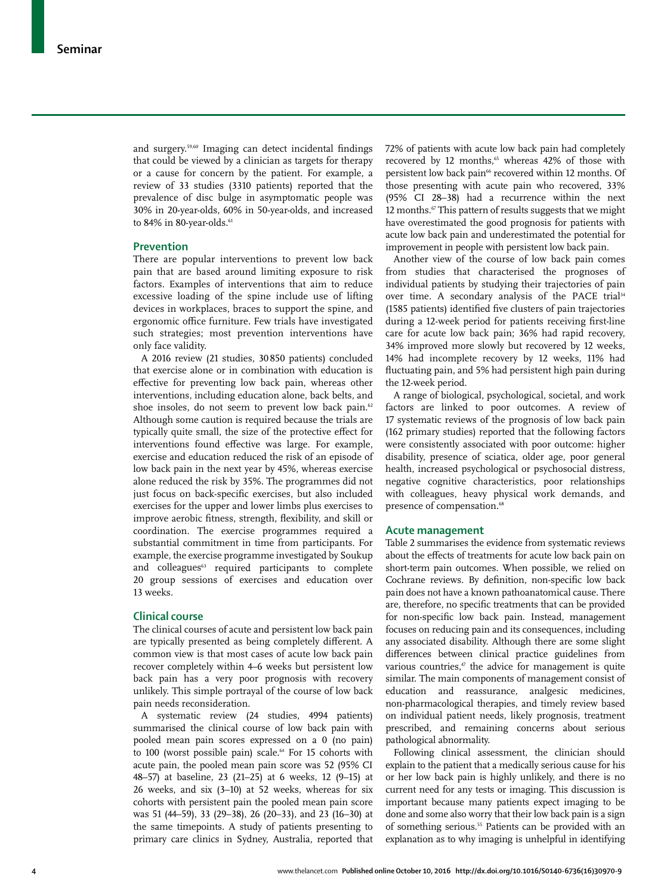and surgery.[59,60] Imaging can detect incidental findings that could be viewed by a clinician as targets for therapy or a cause for concern by the patient. For example, a review of 33 studies (3310 patients) reported that the prevalence of disc bulge in asymptomatic people was 30% in 20-year-olds, 60% in 50-year-olds, and increased to 84% in 80-year-olds.[61]

## Prevention

There are popular interventions to prevent low back pain that are based around limiting exposure to risk factors. Examples of interventions that aim to reduce excessive loading of the spine include use of lifting devices in workplaces, braces to support the spine, and ergonomic office furniture. Few trials have investigated such strategies; most prevention interventions have only face validity.

A 2016 review (21 studies, 30 850 patients) concluded that exercise alone or in combination with education is effective for preventing low back pain, whereas other interventions, including education alone, back belts, and shoe insoles, do not seem to prevent low back pain.[62] Although some caution is required because the trials are typically quite small, the size of the protective effect for interventions found effective was large. For example, exercise and education reduced the risk of an episode of low back pain in the next year by 45%, whereas exercise alone reduced the risk by 35%. The programmes did not just focus on back-specific exercises, but also included exercises for the upper and lower limbs plus exercises to improve aerobic fitness, strength, flexibility, and skill or coordination. The exercise programmes required a substantial commitment in time from participants. For example, the exercise programme investigated by Soukup and colleagues[63] required participants to complete 20 group sessions of exercises and education over 13 weeks.

## Clinical course

The clinical courses of acute and persistent low back pain are typically presented as being completely different. A common view is that most cases of acute low back pain recover completely within 4–6 weeks but persistent low back pain has a very poor prognosis with recovery unlikely. This simple portrayal of the course of low back pain needs reconsideration.

A systematic review (24 studies, 4994 patients) summarised the clinical course of low back pain with pooled mean pain scores expressed on a 0 (no pain) to 100 (worst possible pain) scale.[64] For 15 cohorts with acute pain, the pooled mean pain score was 52 (95% CI 48–57) at baseline, 23 (21–25) at 6 weeks, 12 (9–15) at 26 weeks, and six (3–10) at 52 weeks, whereas for six cohorts with persistent pain the pooled mean pain score was 51 (44–59), 33 (29–38), 26 (20–33), and 23 (16–30) at the same timepoints. A study of patients presenting to primary care clinics in Sydney, Australia, reported that 72% of patients with acute low back pain had completely recovered by 12 months,[65] whereas 42% of those with persistent low back pain[66] recovered within 12 months. Of those presenting with acute pain who recovered, 33% (95% CI 28–38) had a recurrence within the next 12 months.[67] This pattern of results suggests that we might have overestimated the good prognosis for patients with acute low back pain and underestimated the potential for improvement in people with persistent low back pain.

Another view of the course of low back pain comes from studies that characterised the prognoses of individual patients by studying their trajectories of pain over time. A secondary analysis of the PACE trial[34] (1585 patients) identified five clusters of pain trajectories during a 12-week period for patients receiving first-line care for acute low back pain; 36% had rapid recovery, 34% improved more slowly but recovered by 12 weeks, 14% had incomplete recovery by 12 weeks, 11% had fluctuating pain, and 5% had persistent high pain during the 12-week period.

A range of biological, psychological, societal, and work factors are linked to poor outcomes. A review of 17 systematic reviews of the prognosis of low back pain (162 primary studies) reported that the following factors were consistently associated with poor outcome: higher disability, presence of sciatica, older age, poor general health, increased psychological or psychosocial distress, negative cognitive characteristics, poor relationships with colleagues, heavy physical work demands, and presence of compensation.[68]

## Acute management

Table 2 summarises the evidence from systematic reviews about the effects of treatments for acute low back pain on short-term pain outcomes. When possible, we relied on Cochrane reviews. By definition, non-specific low back pain does not have a known pathoanatomical cause. There are, therefore, no specific treatments that can be provided for non-specific low back pain. Instead, management focuses on reducing pain and its consequences, including any associated disability. Although there are some slight differences between clinical practice guidelines from various countries,[47] the advice for management is quite similar. The main components of management consist of education and reassurance, analgesic medicines, non-pharmacological therapies, and timely review based on individual patient needs, likely prognosis, treatment prescribed, and remaining concerns about serious pathological abnormality.

Following clinical assessment, the clinician should explain to the patient that a medically serious cause for his or her low back pain is highly unlikely, and there is no current need for any tests or imaging. This discussion is important because many patients expect imaging to be done and some also worry that their low back pain is a sign of something serious.[55] Patients can be provided with an explanation as to why imaging is unhelpful in identifying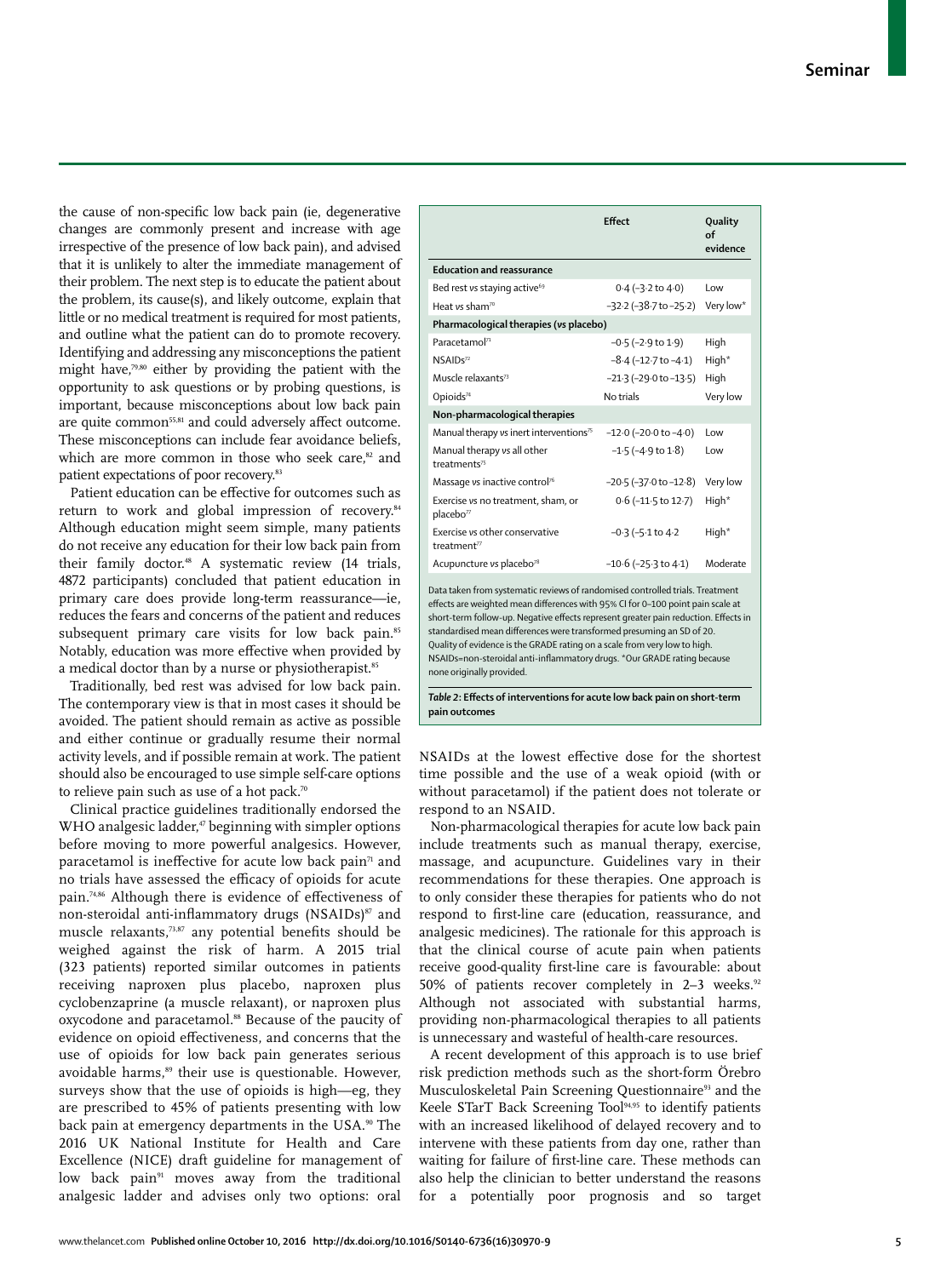the cause of non-specific low back pain (ie, degenerative changes are commonly present and increase with age irrespective of the presence of low back pain), and advised that it is unlikely to alter the immediate management of their problem. The next step is to educate the patient about the problem, its cause(s), and likely outcome, explain that little or no medical treatment is required for most patients, and outline what the patient can do to promote recovery. Identifying and addressing any misconceptions the patient might have,[79,80] either by providing the patient with the opportunity to ask questions or by probing questions, is important, because misconceptions about low back pain are quite common[55,81] and could adversely affect outcome. These misconceptions can include fear avoidance beliefs, which are more common in those who seek care,[82] and patient expectations of poor recovery.[83]

Patient education can be effective for outcomes such as return to work and global impression of recovery.[84] Although education might seem simple, many patients do not receive any education for their low back pain from their family doctor.[48] A systematic review (14 trials, 4872 participants) concluded that patient education in primary care does provide long-term reassurance—ie, reduces the fears and concerns of the patient and reduces subsequent primary care visits for low back pain.[85] Notably, education was more effective when provided by a medical doctor than by a nurse or physiotherapist.[85]

Traditionally, bed rest was advised for low back pain. The contemporary view is that in most cases it should be avoided. The patient should remain as active as possible and either continue or gradually resume their normal activity levels, and if possible remain at work. The patient should also be encouraged to use simple self-care options to relieve pain such as use of a hot pack.[70]

Clinical practice guidelines traditionally endorsed the WHO analgesic ladder,[47] beginning with simpler options before moving to more powerful analgesics. However, paracetamol is ineffective for acute low back pain[71] and no trials have assessed the efficacy of opioids for acute pain.[74,86] Although there is evidence of effectiveness of non-steroidal anti-inflammatory drugs (NSAIDs)[87] and muscle relaxants,[73,87] any potential benefits should be weighed against the risk of harm. A 2015 trial (323 patients) reported similar outcomes in patients receiving naproxen plus placebo, naproxen plus cyclobenzaprine (a muscle relaxant), or naproxen plus oxycodone and paracetamol.[88] Because of the paucity of evidence on opioid effectiveness, and concerns that the use of opioids for low back pain generates serious avoidable harms,[89] their use is questionable. However, surveys show that the use of opioids is high—eg, they are prescribed to 45% of patients presenting with low back pain at emergency departments in the USA.[90] The 2016 UK National Institute for Health and Care Excellence (NICE) draft guideline for management of low back pain[91] moves away from the traditional analgesic ladder and advises only two options: oral NSAIDs at the lowest effective dose for the shortest time possible and the use of a weak opioid (with or without paracetamol) if the patient does not tolerate or respond to an NSAID.

| | Effect | Quality of evidence |
|---|---|---|
| **Education and reassurance** | | |
| Bed rest *vs* staying active[69] | 0·4 (–3·2 to 4·0) | Low |
| Heat *vs* sham[70] | –32·2 (–38·7 to –25·2) | Very low* |
| **Pharmacological therapies (*vs* placebo)** | | |
| Paracetamol[71] | –0·5 (–2·9 to 1·9) | High |
| NSAIDs[72] | –8·4 (–12·7 to –4·1) | High* |
| Muscle relaxants[73] | –21·3 (–29·0 to –13·5) | High |
| Opioids[74] | No trials | Very low |
| **Non-pharmacological therapies** | | |
| Manual therapy *vs* inert interventions[75] | –12·0 (–20·0 to –4·0) | Low |
| Manual therapy *vs* all other treatments[75] | –1·5 (–4·9 to 1·8) | Low |
| Massage *vs* inactive control[76] | –20·5 (–37·0 to –12·8) | Very low |
| Exercise *vs* no treatment, sham, or placebo[77] | 0·6 (–11·5 to 12·7) | High* |
| Exercise *vs* other conservative treatment[77] | –0·3 (–5·1 to 4·2 | High* |
| Acupuncture *vs* placebo[78] | –10·6 (–25·3 to 4·1) | Moderate |

Data taken from systematic reviews of randomised controlled trials. Treatment effects are weighted mean differences with 95% CI for 0–100 point pain scale at short-term follow-up. Negative effects represent greater pain reduction. Effects in standardised mean differences were transformed presuming an SD of 20. Quality of evidence is the GRADE rating on a scale from very low to high. NSAIDs=non-steroidal anti-inflammatory drugs. *Our GRADE rating because none originally provided.

***Table 2*: Effects of interventions for acute low back pain on short-term pain outcomes**

Non-pharmacological therapies for acute low back pain include treatments such as manual therapy, exercise, massage, and acupuncture. Guidelines vary in their recommendations for these therapies. One approach is to only consider these therapies for patients who do not respond to first-line care (education, reassurance, and analgesic medicines). The rationale for this approach is that the clinical course of acute pain when patients receive good-quality first-line care is favourable: about 50% of patients recover completely in 2–3 weeks.[92] Although not associated with substantial harms, providing non-pharmacological therapies to all patients is unnecessary and wasteful of health-care resources.

A recent development of this approach is to use brief risk prediction methods such as the short-form Örebro Musculoskeletal Pain Screening Questionnaire[93] and the Keele STarT Back Screening Tool[94,95] to identify patients with an increased likelihood of delayed recovery and to intervene with these patients from day one, rather than waiting for failure of first-line care. These methods can also help the clinician to better understand the reasons for a potentially poor prognosis and so target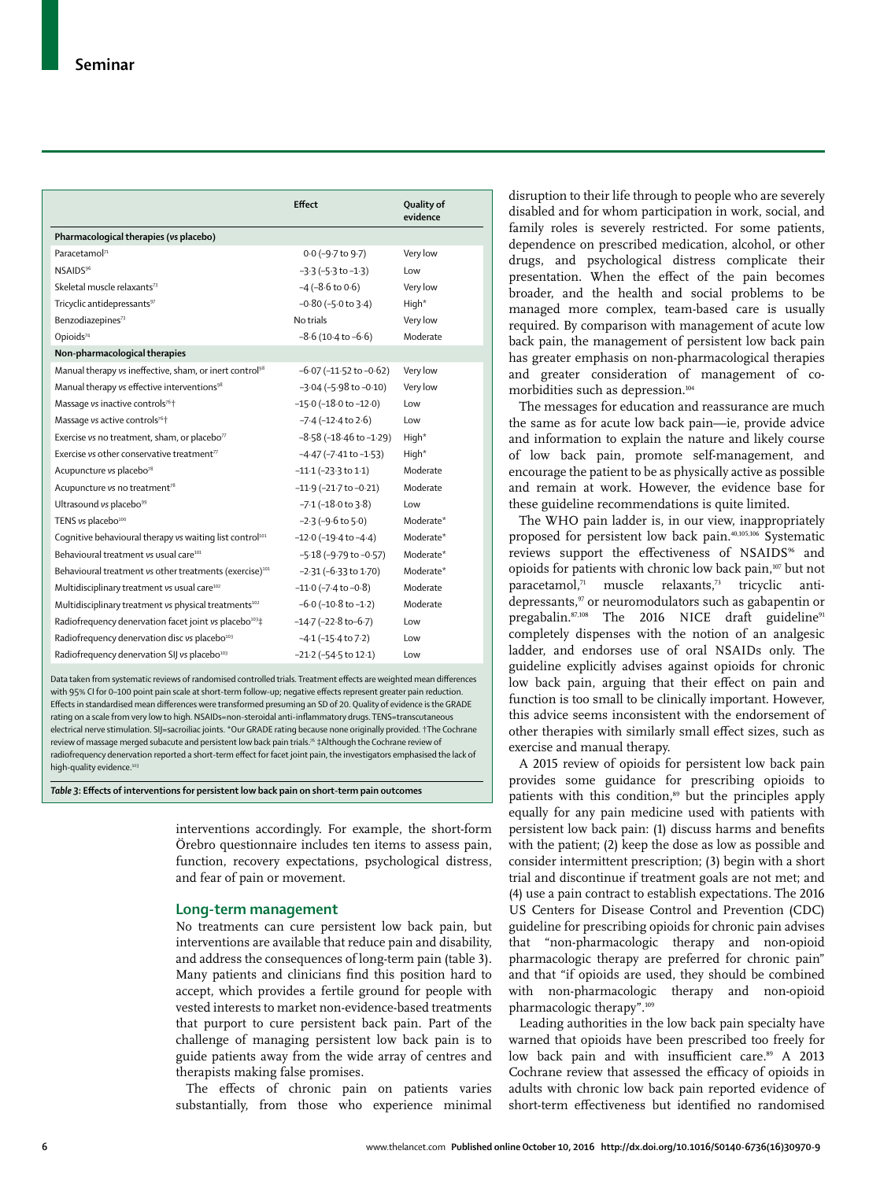| | Effect | Quality of evidence |
|---|---|---|
| **Pharmacological therapies (vs placebo)** | | |
| Paracetamol[71] | 0·0 (–9·7 to 9·7) | Very low |
| NSAIDS[96] | –3·3 (–5·3 to –1·3) | Low |
| Skeletal muscle relaxants[73] | –4 (–8·6 to 0·6) | Very low |
| Tricyclic antidepressants[97] | –0·80 (–5·0 to 3·4) | High* |
| Benzodiazepines[73] | No trials | Very low |
| Opioids[74] | –8·6 (10·4 to –6·6) | Moderate |
| **Non-pharmacological therapies** | | |
| Manual therapy vs ineffective, sham, or inert control[98] | –6·07 (–11·52 to –0·62) | Very low |
| Manual therapy vs effective interventions[98] | –3·04 (–5·98 to –0·10) | Very low |
| Massage vs inactive controls[76]† | –15·0 (–18·0 to –12·0) | Low |
| Massage vs active controls[76]† | –7·4 (–12·4 to 2·6) | Low |
| Exercise vs no treatment, sham, or placebo[77] | –8·58 (–18·46 to –1·29) | High* |
| Exercise vs other conservative treatment[77] | –4·47 (–7·41 to –1·53) | High* |
| Acupuncture vs placebo[78] | –11·1 (–23·3 to 1·1) | Moderate |
| Acupuncture vs no treatment[78] | –11·9 (–21·7 to –0·21) | Moderate |
| Ultrasound vs placebo[99] | –7·1 (–18·0 to 3·8) | Low |
| TENS vs placebo[100] | –2·3 (–9·6 to 5·0) | Moderate* |
| Cognitive behavioural therapy vs waiting list control[101] | –12·0 (–19·4 to –4·4) | Moderate* |
| Behavioural treatment vs usual care[101] | –5·18 (–9·79 to –0·57) | Moderate* |
| Behavioural treatment vs other treatments (exercise)[101] | –2·31 (–6·33 to 1·70) | Moderate* |
| Multidisciplinary treatment vs usual care[102] | –11·0 (–7·4 to –0·8) | Moderate |
| Multidisciplinary treatment vs physical treatments[102] | –6·0 (–10·8 to –1·2) | Moderate |
| Radiofrequency denervation facet joint vs placebo[103]‡ | –14·7 (–22·8 to –6·7) | Low |
| Radiofrequency denervation disc vs placebo[103] | –4·1 (–15·4 to 7·2) | Low |
| Radiofrequency denervation SIJ vs placebo[103] | –21·2 (–54·5 to 12·1) | Low |

Data taken from systematic reviews of randomised controlled trials. Treatment effects are weighted mean differences with 95% CI for 0–100 point pain scale at short-term follow-up; negative effects represent greater pain reduction. Effects in standardised mean differences were transformed presuming an SD of 20. Quality of evidence is the GRADE rating on a scale from very low to high. NSAIDs=non-steroidal anti-inflammatory drugs. TENS=transcutaneous electrical nerve stimulation. SIJ=sacroiliac joints. *Our GRADE rating because none originally provided. †The Cochrane review of massage merged subacute and persistent low back pain trials.[76] ‡Although the Cochrane review of radiofrequency denervation reported a short-term effect for facet joint pain, the investigators emphasised the lack of high-quality evidence.[103]

*Table 3*: **Effects of interventions for persistent low back pain on short-term pain outcomes**

interventions accordingly. For example, the short-form Örebro questionnaire includes ten items to assess pain, function, recovery expectations, psychological distress, and fear of pain or movement.

## Long-term management

No treatments can cure persistent low back pain, but interventions are available that reduce pain and disability, and address the consequences of long-term pain (table 3). Many patients and clinicians find this position hard to accept, which provides a fertile ground for people with vested interests to market non-evidence-based treatments that purport to cure persistent back pain. Part of the challenge of managing persistent low back pain is to guide patients away from the wide array of centres and therapists making false promises.

The effects of chronic pain on patients varies substantially, from those who experience minimal disruption to their life through to people who are severely disabled and for whom participation in work, social, and family roles is severely restricted. For some patients, dependence on prescribed medication, alcohol, or other drugs, and psychological distress complicate their presentation. When the effect of the pain becomes broader, and the health and social problems to be managed more complex, team-based care is usually required. By comparison with management of acute low back pain, the management of persistent low back pain has greater emphasis on non-pharmacological therapies and greater consideration of management of co-morbidities such as depression.[104]

The messages for education and reassurance are much the same as for acute low back pain—ie, provide advice and information to explain the nature and likely course of low back pain, promote self-management, and encourage the patient to be as physically active as possible and remain at work. However, the evidence base for these guideline recommendations is quite limited.

The WHO pain ladder is, in our view, inappropriately proposed for persistent low back pain.[40,105,106] Systematic reviews support the effectiveness of NSAIDS[96] and opioids for patients with chronic low back pain,[107] but not paracetamol,[71] muscle relaxants,[73] tricyclic anti-depressants,[97] or neuromodulators such as gabapentin or pregabalin.[87,108] The 2016 NICE draft guideline[91] completely dispenses with the notion of an analgesic ladder, and endorses use of oral NSAIDs only. The guideline explicitly advises against opioids for chronic low back pain, arguing that their effect on pain and function is too small to be clinically important. However, this advice seems inconsistent with the endorsement of other therapies with similarly small effect sizes, such as exercise and manual therapy.

A 2015 review of opioids for persistent low back pain provides some guidance for prescribing opioids to patients with this condition,[89] but the principles apply equally for any pain medicine used with patients with persistent low back pain: (1) discuss harms and benefits with the patient; (2) keep the dose as low as possible and consider intermittent prescription; (3) begin with a short trial and discontinue if treatment goals are not met; and (4) use a pain contract to establish expectations. The 2016 US Centers for Disease Control and Prevention (CDC) guideline for prescribing opioids for chronic pain advises that "non-pharmacologic therapy and non-opioid pharmacologic therapy are preferred for chronic pain" and that "if opioids are used, they should be combined with non-pharmacologic therapy and non-opioid pharmacologic therapy".[109]

Leading authorities in the low back pain specialty have warned that opioids have been prescribed too freely for low back pain and with insufficient care.[89] A 2013 Cochrane review that assessed the efficacy of opioids in adults with chronic low back pain reported evidence of short-term effectiveness but identified no randomised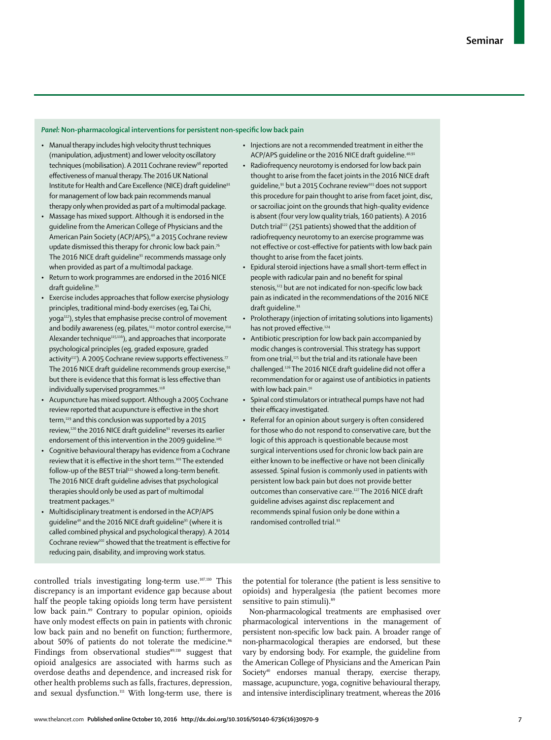### *Panel:* Non-pharmacological interventions for persistent non-specific low back pain

- Manual therapy includes high velocity thrust techniques (manipulation, adjustment) and lower velocity oscillatory techniques (mobilisation). A 2011 Cochrane review[98] reported effectiveness of manual therapy. The 2016 UK National Institute for Health and Care Excellence (NICE) draft guideline[91] for management of low back pain recommends manual therapy only when provided as part of a multimodal package.
- Massage has mixed support. Although it is endorsed in the guideline from the American College of Physicians and the American Pain Society (ACP/APS),[40] a 2015 Cochrane review update dismissed this therapy for chronic low back pain.[76] The 2016 NICE draft guideline[91] recommends massage only when provided as part of a multimodal package.
- Return to work programmes are endorsed in the 2016 NICE draft guideline.[91]
- Exercise includes approaches that follow exercise physiology principles, traditional mind-body exercises (eg, Tai Chi, yoga[112]), styles that emphasise precise control of movement and bodily awareness (eg, pilates,[113] motor control exercise,[114] Alexander technique[115,116]), and approaches that incorporate psychological principles (eg, graded exposure, graded activity[117]). A 2005 Cochrane review supports effectiveness.[77] The 2016 NICE draft guideline recommends group exercise,[91] but there is evidence that this format is less effective than individually supervised programmes.[118]
- Acupuncture has mixed support. Although a 2005 Cochrane review reported that acupuncture is effective in the short term,[119] and this conclusion was supported by a 2015 review,[120] the 2016 NICE draft guideline[91] reverses its earlier endorsement of this intervention in the 2009 guideline.[105]
- Cognitive behavioural therapy has evidence from a Cochrane review that it is effective in the short term.[101] The extended follow-up of the BEST trial[121] showed a long-term benefit. The 2016 NICE draft guideline advises that psychological therapies should only be used as part of multimodal treatment packages.[91]
- Multidisciplinary treatment is endorsed in the ACP/APS guideline[40] and the 2016 NICE draft guideline[91] (where it is called combined physical and psychological therapy). A 2014 Cochrane review[102] showed that the treatment is effective for reducing pain, disability, and improving work status.
- Injections are not a recommended treatment in either the ACP/APS guideline or the 2016 NICE draft guideline.[40,91]
- Radiofrequency neurotomy is endorsed for low back pain thought to arise from the facet joints in the 2016 NICE draft guideline,[91] but a 2015 Cochrane review[103] does not support this procedure for pain thought to arise from facet joint, disc, or sacroiliac joint on the grounds that high-quality evidence is absent (four very low quality trials, 160 patients). A 2016 Dutch trial[122] (251 patients) showed that the addition of radiofrequency neurotomy to an exercise programme was not effective or cost-effective for patients with low back pain thought to arise from the facet joints.
- Epidural steroid injections have a small short-term effect in people with radicular pain and no benefit for spinal stenosis,[123] but are not indicated for non-specific low back pain as indicated in the recommendations of the 2016 NICE draft guideline.[91]
- Prolotherapy (injection of irritating solutions into ligaments) has not proved effective.[124]
- Antibiotic prescription for low back pain accompanied by modic changes is controversial. This strategy has support from one trial,[125] but the trial and its rationale have been challenged.[126] The 2016 NICE draft guideline did not offer a recommendation for or against use of antibiotics in patients with low back pain.[91]
- Spinal cord stimulators or intrathecal pumps have not had their efficacy investigated.
- Referral for an opinion about surgery is often considered for those who do not respond to conservative care, but the logic of this approach is questionable because most surgical interventions used for chronic low back pain are either known to be ineffective or have not been clinically assessed. Spinal fusion is commonly used in patients with persistent low back pain but does not provide better outcomes than conservative care.[127] The 2016 NICE draft guideline advises against disc replacement and recommends spinal fusion only be done within a randomised controlled trial.[91]

controlled trials investigating long-term use.[107,110] This discrepancy is an important evidence gap because about half the people taking opioids long term have persistent low back pain.[89] Contrary to popular opinion, opioids have only modest effects on pain in patients with chronic low back pain and no benefit on function; furthermore, about 50% of patients do not tolerate the medicine.[86] Findings from observational studies[89,110] suggest that opioid analgesics are associated with harms such as overdose deaths and dependence, and increased risk for other health problems such as falls, fractures, depression, and sexual dysfunction.[111] With long-term use, there is the potential for tolerance (the patient is less sensitive to opioids) and hyperalgesia (the patient becomes more sensitive to pain stimuli).[89]

Non-pharmacological treatments are emphasised over pharmacological interventions in the management of persistent non-specific low back pain. A broader range of non-pharmacological therapies are endorsed, but these vary by endorsing body. For example, the guideline from the American College of Physicians and the American Pain Society[40] endorses manual therapy, exercise therapy, massage, acupuncture, yoga, cognitive behavioural therapy, and intensive interdisciplinary treatment, whereas the 2016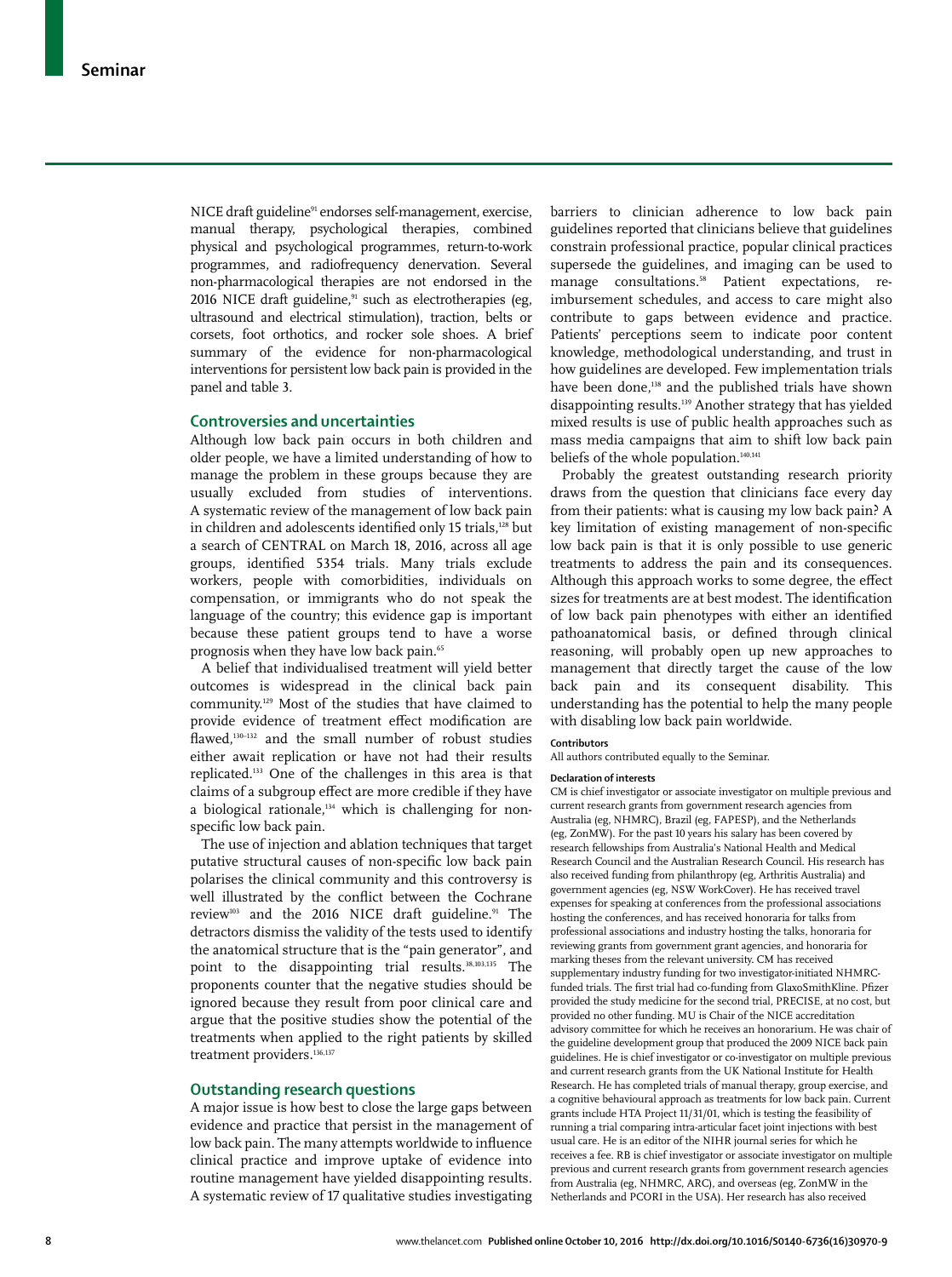NICE draft guideline[91] endorses self-management, exercise, manual therapy, psychological therapies, combined physical and psychological programmes, return-to-work programmes, and radiofrequency denervation. Several non-pharmacological therapies are not endorsed in the 2016 NICE draft guideline,[91] such as electrotherapies (eg, ultrasound and electrical stimulation), traction, belts or corsets, foot orthotics, and rocker sole shoes. A brief summary of the evidence for non-pharmacological interventions for persistent low back pain is provided in the panel and table 3.

## Controversies and uncertainties

Although low back pain occurs in both children and older people, we have a limited understanding of how to manage the problem in these groups because they are usually excluded from studies of interventions. A systematic review of the management of low back pain in children and adolescents identified only 15 trials,[128] but a search of CENTRAL on March 18, 2016, across all age groups, identified 5354 trials. Many trials exclude workers, people with comorbidities, individuals on compensation, or immigrants who do not speak the language of the country; this evidence gap is important because these patient groups tend to have a worse prognosis when they have low back pain.[65]

A belief that individualised treatment will yield better outcomes is widespread in the clinical back pain community.[129] Most of the studies that have claimed to provide evidence of treatment effect modification are flawed,[130–132] and the small number of robust studies either await replication or have not had their results replicated.[133] One of the challenges in this area is that claims of a subgroup effect are more credible if they have a biological rationale,[134] which is challenging for non-specific low back pain.

The use of injection and ablation techniques that target putative structural causes of non-specific low back pain polarises the clinical community and this controversy is well illustrated by the conflict between the Cochrane review[103] and the 2016 NICE draft guideline.[91] The detractors dismiss the validity of the tests used to identify the anatomical structure that is the "pain generator", and point to the disappointing trial results.[38,103,135] The proponents counter that the negative studies should be ignored because they result from poor clinical care and argue that the positive studies show the potential of the treatments when applied to the right patients by skilled treatment providers.[136,137]

## Outstanding research questions

A major issue is how best to close the large gaps between evidence and practice that persist in the management of low back pain. The many attempts worldwide to influence clinical practice and improve uptake of evidence into routine management have yielded disappointing results. A systematic review of 17 qualitative studies investigating barriers to clinician adherence to low back pain guidelines reported that clinicians believe that guidelines constrain professional practice, popular clinical practices supersede the guidelines, and imaging can be used to manage consultations.[58] Patient expectations, reimbursement schedules, and access to care might also contribute to gaps between evidence and practice. Patients' perceptions seem to indicate poor content knowledge, methodological understanding, and trust in how guidelines are developed. Few implementation trials have been done,[138] and the published trials have shown disappointing results.[139] Another strategy that has yielded mixed results is use of public health approaches such as mass media campaigns that aim to shift low back pain beliefs of the whole population.[140,141]

Probably the greatest outstanding research priority draws from the question that clinicians face every day from their patients: what is causing my low back pain? A key limitation of existing management of non-specific low back pain is that it is only possible to use generic treatments to address the pain and its consequences. Although this approach works to some degree, the effect sizes for treatments are at best modest. The identification of low back pain phenotypes with either an identified pathoanatomical basis, or defined through clinical reasoning, will probably open up new approaches to management that directly target the cause of the low back pain and its consequent disability. This understanding has the potential to help the many people with disabling low back pain worldwide.

#### Contributors

All authors contributed equally to the Seminar.

#### Declaration of interests

CM is chief investigator or associate investigator on multiple previous and current research grants from government research agencies from Australia (eg, NHMRC), Brazil (eg, FAPESP), and the Netherlands (eg, ZonMW). For the past 10 years his salary has been covered by research fellowships from Australia's National Health and Medical Research Council and the Australian Research Council. His research has also received funding from philanthropy (eg, Arthritis Australia) and government agencies (eg, NSW WorkCover). He has received travel expenses for speaking at conferences from the professional associations hosting the conferences, and has received honoraria for talks from professional associations and industry hosting the talks, honoraria for reviewing grants from government grant agencies, and honoraria for marking theses from the relevant university. CM has received supplementary industry funding for two investigator-initiated NHMRC-funded trials. The first trial had co-funding from GlaxoSmithKline. Pfizer provided the study medicine for the second trial, PRECISE, at no cost, but provided no other funding. MU is Chair of the NICE accreditation advisory committee for which he receives an honorarium. He was chair of the guideline development group that produced the 2009 NICE back pain guidelines. He is chief investigator or co-investigator on multiple previous and current research grants from the UK National Institute for Health Research. He has completed trials of manual therapy, group exercise, and a cognitive behavioural approach as treatments for low back pain. Current grants include HTA Project 11/31/01, which is testing the feasibility of running a trial comparing intra-articular facet joint injections with best usual care. He is an editor of the NIHR journal series for which he receives a fee. RB is chief investigator or associate investigator on multiple previous and current research grants from government research agencies from Australia (eg, NHMRC, ARC), and overseas (eg, ZonMW in the Netherlands and PCORI in the USA). Her research has also received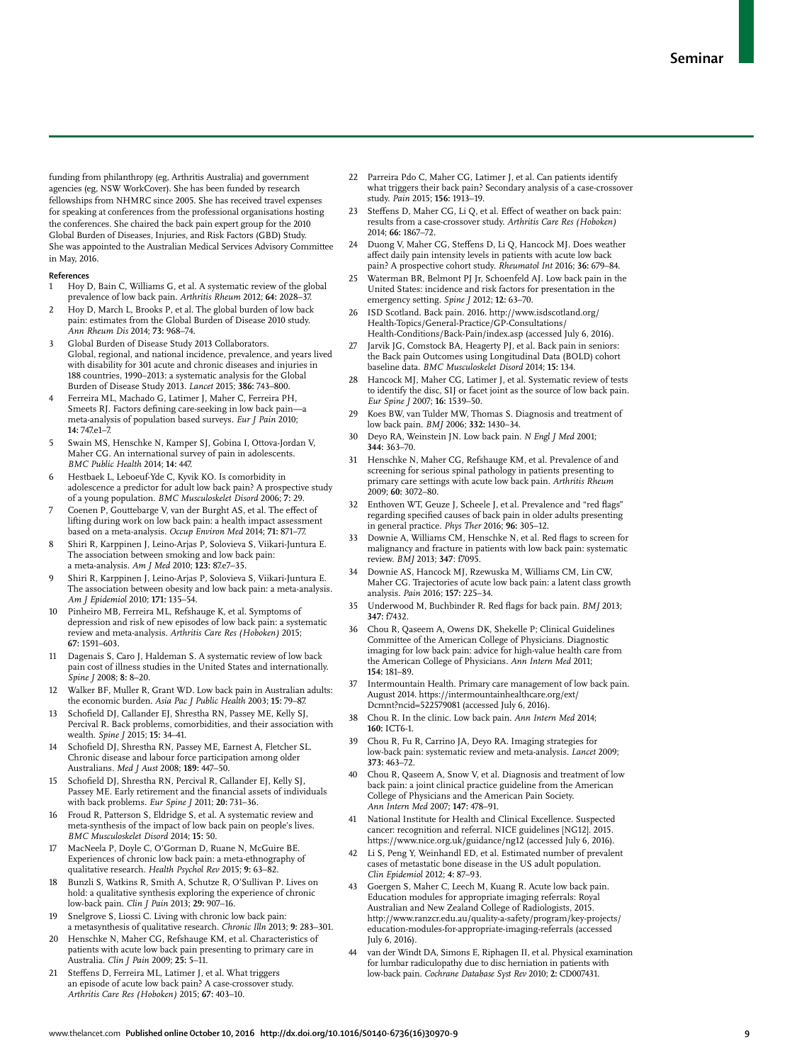funding from philanthropy (eg, Arthritis Australia) and government agencies (eg, NSW WorkCover). She has been funded by research fellowships from NHMRC since 2005. She has received travel expenses for speaking at conferences from the professional organisations hosting the conferences. She chaired the back pain expert group for the 2010 Global Burden of Diseases, Injuries, and Risk Factors (GBD) Study. She was appointed to the Australian Medical Services Advisory Committee in May, 2016.

**References**

1. Hoy D, Bain C, Williams G, et al. A systematic review of the global prevalence of low back pain. *Arthritis Rheum* 2012; **64:** 2028–37.
2. Hoy D, March L, Brooks P, et al. The global burden of low back pain: estimates from the Global Burden of Disease 2010 study. *Ann Rheum Dis* 2014; **73:** 968–74.
3. Global Burden of Disease Study 2013 Collaborators. Global, regional, and national incidence, prevalence, and years lived with disability for 301 acute and chronic diseases and injuries in 188 countries, 1990–2013: a systematic analysis for the Global Burden of Disease Study 2013. *Lancet* 2015; **386:** 743–800.
4. Ferreira ML, Machado G, Latimer J, Maher C, Ferreira PH, Smeets RJ. Factors defining care-seeking in low back pain—a meta-analysis of population based surveys. *Eur J Pain* 2010; **14:** 747.e1–7.
5. Swain MS, Henschke N, Kamper SJ, Gobina I, Ottova-Jordan V, Maher CG. An international survey of pain in adolescents. *BMC Public Health* 2014; **14:** 447.
6. Hestbaek L, Leboeuf-Yde C, Kyvik KO. Is comorbidity in adolescence a predictor for adult low back pain? A prospective study of a young population. *BMC Musculoskelet Disord* 2006; **7:** 29.
7. Coenen P, Gouttebarge V, van der Burght AS, et al. The effect of lifting during work on low back pain: a health impact assessment based on a meta-analysis. *Occup Environ Med* 2014; **71:** 871–77.
8. Shiri R, Karppinen J, Leino-Arjas P, Solovieva S, Viikari-Juntura E. The association between smoking and low back pain: a meta-analysis. *Am J Med* 2010; **123:** 87.e7–35.
9. Shiri R, Karppinen J, Leino-Arjas P, Solovieva S, Viikari-Juntura E. The association between obesity and low back pain: a meta-analysis. *Am J Epidemiol* 2010; **171:** 135–54.
10. Pinheiro MB, Ferreira ML, Refshauge K, et al. Symptoms of depression and risk of new episodes of low back pain: a systematic review and meta-analysis. *Arthritis Care Res (Hoboken)* 2015; **67:** 1591–603.
11. Dagenais S, Caro J, Haldeman S. A systematic review of low back pain cost of illness studies in the United States and internationally. *Spine J* 2008; **8:** 8–20.
12. Walker BF, Muller R, Grant WD. Low back pain in Australian adults: the economic burden. *Asia Pac J Public Health* 2003; **15:** 79–87.
13. Schofield DJ, Callander EJ, Shrestha RN, Passey ME, Kelly SJ, Percival R. Back problems, comorbidities, and their association with wealth. *Spine J* 2015; **15:** 34–41.
14. Schofield DJ, Shrestha RN, Passey ME, Earnest A, Fletcher SL. Chronic disease and labour force participation among older Australians. *Med J Aust* 2008; **189:** 447–50.
15. Schofield DJ, Shrestha RN, Percival R, Callander EJ, Kelly SJ, Passey ME. Early retirement and the financial assets of individuals with back problems. *Eur Spine J* 2011; **20:** 731–36.
16. Froud R, Patterson S, Eldridge S, et al. A systematic review and meta-synthesis of the impact of low back pain on people's lives. *BMC Musculoskelet Disord* 2014; **15:** 50.
17. MacNeela P, Doyle C, O'Gorman D, Ruane N, McGuire BE. Experiences of chronic low back pain: a meta-ethnography of qualitative research. *Health Psychol Rev* 2015; **9:** 63–82.
18. Bunzli S, Watkins R, Smith A, Schutze R, O'Sullivan P. Lives on hold: a qualitative synthesis exploring the experience of chronic low-back pain. *Clin J Pain* 2013; **29:** 907–16.
19. Snelgrove S, Liossi C. Living with chronic low back pain: a metasynthesis of qualitative research. *Chronic Illn* 2013; **9:** 283–301.
20. Henschke N, Maher CG, Refshauge KM, et al. Characteristics of patients with acute low back pain presenting to primary care in Australia. *Clin J Pain* 2009; **25:** 5–11.
21. Steffens D, Ferreira ML, Latimer J, et al. What triggers an episode of acute low back pain? A case-crossover study. *Arthritis Care Res (Hoboken)* 2015; **67:** 403–10.
22. Parreira Pdo C, Maher CG, Latimer J, et al. Can patients identify what triggers their back pain? Secondary analysis of a case-crossover study. *Pain* 2015; **156:** 1913–19.
23. Steffens D, Maher CG, Li Q, et al. Effect of weather on back pain: results from a case-crossover study. *Arthritis Care Res (Hoboken)* 2014; **66:** 1867–72.
24. Duong V, Maher CG, Steffens D, Li Q, Hancock MJ. Does weather affect daily pain intensity levels in patients with acute low back pain? A prospective cohort study. *Rheumatol Int* 2016; **36:** 679–84.
25. Waterman BR, Belmont PJ Jr, Schoenfeld AJ. Low back pain in the United States: incidence and risk factors for presentation in the emergency setting. *Spine J* 2012; **12:** 63–70.
26. ISD Scotland. Back pain. 2016. http://www.isdscotland.org/Health-Topics/General-Practice/GP-Consultations/Health-Conditions/Back-Pain/index.asp (accessed July 6, 2016).
27. Jarvik JG, Comstock BA, Heagerty PJ, et al. Back pain in seniors: the Back pain Outcomes using Longitudinal Data (BOLD) cohort baseline data. *BMC Musculoskelet Disord* 2014; **15:** 134.
28. Hancock MJ, Maher CG, Latimer J, et al. Systematic review of tests to identify the disc, SIJ or facet joint as the source of low back pain. *Eur Spine J* 2007; **16:** 1539–50.
29. Koes BW, van Tulder MW, Thomas S. Diagnosis and treatment of low back pain. *BMJ* 2006; **332:** 1430–34.
30. Deyo RA, Weinstein JN. Low back pain. *N Engl J Med* 2001; **344:** 363–70.
31. Henschke N, Maher CG, Refshauge KM, et al. Prevalence of and screening for serious spinal pathology in patients presenting to primary care settings with acute low back pain. *Arthritis Rheum* 2009; **60:** 3072–80.
32. Enthoven WT, Geuze J, Scheele J, et al. Prevalence and "red flags" regarding specified causes of back pain in older adults presenting in general practice. *Phys Ther* 2016; **96:** 305–12.
33. Downie A, Williams CM, Henschke N, et al. Red flags to screen for malignancy and fracture in patients with low back pain: systematic review. *BMJ* 2013; **347**: f7095.
34. Downie AS, Hancock MJ, Rzewuska M, Williams CM, Lin CW, Maher CG. Trajectories of acute low back pain: a latent class growth analysis. *Pain* 2016; **157:** 225–34.
35. Underwood M, Buchbinder R. Red flags for back pain. *BMJ* 2013; **347:** f7432.
36. Chou R, Qaseem A, Owens DK, Shekelle P; Clinical Guidelines Committee of the American College of Physicians. Diagnostic imaging for low back pain: advice for high-value health care from the American College of Physicians. *Ann Intern Med* 2011; **154:** 181–89.
37. Intermountain Health. Primary care management of low back pain. August 2014. https://intermountainhealthcare.org/ext/Dcmnt?ncid=522579081 (accessed July 6, 2016).
38. Chou R. In the clinic. Low back pain. *Ann Intern Med* 2014; **160:** ICT6-1.
39. Chou R, Fu R, Carrino JA, Deyo RA. Imaging strategies for low-back pain: systematic review and meta-analysis. *Lancet* 2009; **373:** 463–72.
40. Chou R, Qaseem A, Snow V, et al. Diagnosis and treatment of low back pain: a joint clinical practice guideline from the American College of Physicians and the American Pain Society. *Ann Intern Med* 2007; **147:** 478–91.
41. National Institute for Health and Clinical Excellence. Suspected cancer: recognition and referral. NICE guidelines [NG12]. 2015. https://www.nice.org.uk/guidance/ng12 (accessed July 6, 2016).
42. Li S, Peng Y, Weinhandl ED, et al. Estimated number of prevalent cases of metastatic bone disease in the US adult population. *Clin Epidemiol* 2012; **4:** 87–93.
43. Goergen S, Maher C, Leech M, Kuang R. Acute low back pain. Education modules for appropriate imaging referrals: Royal Australian and New Zealand College of Radiologists, 2015. http://www.ranzcr.edu.au/quality-a-safety/program/key-projects/education-modules-for-appropriate-imaging-referrals (accessed July 6, 2016).
44. van der Windt DA, Simons E, Riphagen II, et al. Physical examination for lumbar radiculopathy due to disc herniation in patients with low-back pain. *Cochrane Database Syst Rev* 2010; **2:** CD007431.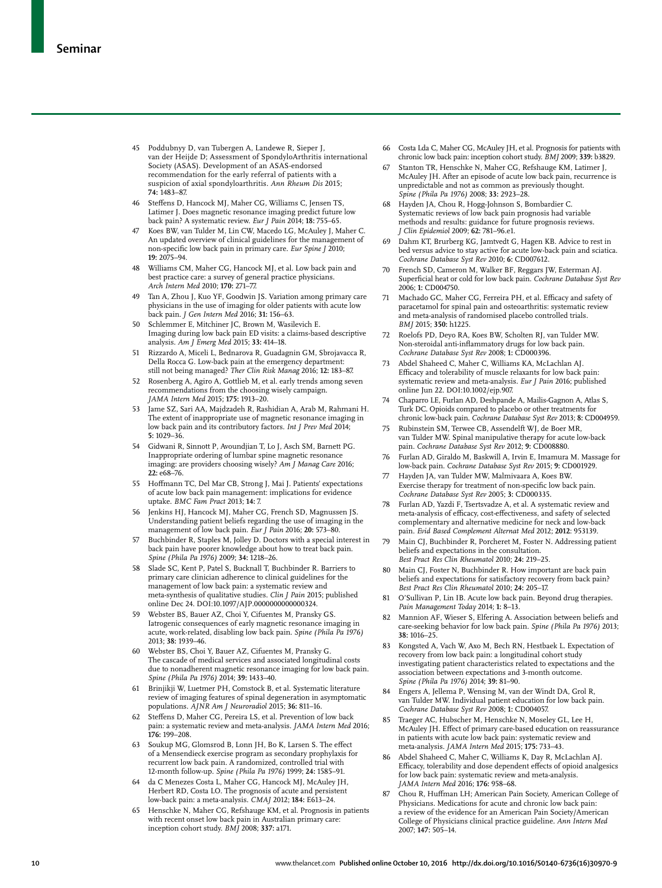45 Poddubnyy D, van Tubergen A, Landewe R, Sieper J, van der Heijde D; Assessment of SpondyloArthritis international Society (ASAS). Development of an ASAS-endorsed recommendation for the early referral of patients with a suspicion of axial spondyloarthritis. *Ann Rheum Dis* 2015; **74:** 1483–87.

46 Steffens D, Hancock MJ, Maher CG, Williams C, Jensen TS, Latimer J. Does magnetic resonance imaging predict future low back pain? A systematic review. *Eur J Pain* 2014; **18:** 755–65.

47 Koes BW, van Tulder M, Lin CW, Macedo LG, McAuley J, Maher C. An updated overview of clinical guidelines for the management of non-specific low back pain in primary care. *Eur Spine J* 2010; **19:** 2075–94.

48 Williams CM, Maher CG, Hancock MJ, et al. Low back pain and best practice care: a survey of general practice physicians. *Arch Intern Med* 2010; **170:** 271–77.

49 Tan A, Zhou J, Kuo YF, Goodwin JS. Variation among primary care physicians in the use of imaging for older patients with acute low back pain. *J Gen Intern Med* 2016; **31:** 156–63.

50 Schlemmer E, Mitchiner JC, Brown M, Wasilevich E. Imaging during low back pain ED visits: a claims-based descriptive analysis. *Am J Emerg Med* 2015; **33:** 414–18.

51 Rizzardo A, Miceli L, Bednarova R, Guadagnin GM, Sbrojavacca R, Della Rocca G. Low-back pain at the emergency department: still not being managed? *Ther Clin Risk Manag* 2016; **12:** 183–87.

52 Rosenberg A, Agiro A, Gottlieb M, et al. early trends among seven recommendations from the choosing wisely campaign. *JAMA Intern Med* 2015; **175:** 1913–20.

53 Jame SZ, Sari AA, Majdzadeh R, Rashidian A, Arab M, Rahmani H. The extent of inappropriate use of magnetic resonance imaging in low back pain and its contributory factors. *Int J Prev Med* 2014; **5:** 1029–36.

54 Gidwani R, Sinnott P, Avoundjian T, Lo J, Asch SM, Barnett PG. Inappropriate ordering of lumbar spine magnetic resonance imaging: are providers choosing wisely? *Am J Manag Care* 2016; **22:** e68–76.

55 Hoffmann TC, Del Mar CB, Strong J, Mai J. Patients' expectations of acute low back pain management: implications for evidence uptake. *BMC Fam Pract* 2013; **14:** 7.

56 Jenkins HJ, Hancock MJ, Maher CG, French SD, Magnussen JS. Understanding patient beliefs regarding the use of imaging in the management of low back pain. *Eur J Pain* 2016; **20:** 573–80.

57 Buchbinder R, Staples M, Jolley D. Doctors with a special interest in back pain have poorer knowledge about how to treat back pain. *Spine (Phila Pa 1976)* 2009; **34:** 1218–26.

58 Slade SC, Kent P, Patel S, Bucknall T, Buchbinder R. Barriers to primary care clinician adherence to clinical guidelines for the management of low back pain: a systematic review and meta-synthesis of qualitative studies. *Clin J Pain* 2015; published online Dec 24. DOI:10.1097/AJP.0000000000000324.

59 Webster BS, Bauer AZ, Choi Y, Cifuentes M, Pransky GS. Iatrogenic consequences of early magnetic resonance imaging in acute, work-related, disabling low back pain. *Spine (Phila Pa 1976)* 2013; **38:** 1939–46.

60 Webster BS, Choi Y, Bauer AZ, Cifuentes M, Pransky G. The cascade of medical services and associated longitudinal costs due to nonadherent magnetic resonance imaging for low back pain. *Spine (Phila Pa 1976)* 2014; **39:** 1433–40.

61 Brinjikji W, Luetmer PH, Comstock B, et al. Systematic literature review of imaging features of spinal degeneration in asymptomatic populations. *AJNR Am J Neuroradiol* 2015; **36:** 811–16.

62 Steffens D, Maher CG, Pereira LS, et al. Prevention of low back pain: a systematic review and meta-analysis. *JAMA Intern Med* 2016; **176:** 199–208.

63 Soukup MG, Glomsrod B, Lonn JH, Bo K, Larsen S. The effect of a Mensendieck exercise program as secondary prophylaxis for recurrent low back pain. A randomized, controlled trial with 12-month follow-up. *Spine (Phila Pa 1976)* 1999; **24:** 1585–91.

64 da C Menezes Costa L, Maher CG, Hancock MJ, McAuley JH, Herbert RD, Costa LO. The prognosis of acute and persistent low-back pain: a meta-analysis. *CMAJ* 2012; **184:** E613–24.

65 Henschke N, Maher CG, Refshauge KM, et al. Prognosis in patients with recent onset low back pain in Australian primary care: inception cohort study. *BMJ* 2008; **337:** a171.

66 Costa Lda C, Maher CG, McAuley JH, et al. Prognosis for patients with chronic low back pain: inception cohort study. *BMJ* 2009; **339:** b3829.

67 Stanton TR, Henschke N, Maher CG, Refshauge KM, Latimer J, McAuley JH. After an episode of acute low back pain, recurrence is unpredictable and not as common as previously thought. *Spine (Phila Pa 1976)* 2008; **33:** 2923–28.

68 Hayden JA, Chou R, Hogg-Johnson S, Bombardier C. Systematic reviews of low back pain prognosis had variable methods and results: guidance for future prognosis reviews. *J Clin Epidemiol* 2009; **62:** 781–96.e1.

69 Dahm KT, Brurberg KG, Jamtvedt G, Hagen KB. Advice to rest in bed versus advice to stay active for acute low-back pain and sciatica. *Cochrane Database Syst Rev* 2010; **6:** CD007612.

70 French SD, Cameron M, Walker BF, Reggars JW, Esterman AJ. Superficial heat or cold for low back pain. *Cochrane Database Syst Rev* 2006; **1:** CD004750.

71 Machado GC, Maher CG, Ferreira PH, et al. Efficacy and safety of paracetamol for spinal pain and osteoarthritis: systematic review and meta-analysis of randomised placebo controlled trials. *BMJ* 2015; **350:** h1225.

72 Roelofs PD, Deyo RA, Koes BW, Scholten RJ, van Tulder MW. Non-steroidal anti-inflammatory drugs for low back pain. *Cochrane Database Syst Rev* 2008; **1:** CD000396.

73 Abdel Shaheed C, Maher C, Williams KA, McLachlan AJ. Efficacy and tolerability of muscle relaxants for low back pain: systematic review and meta-analysis. *Eur J Pain* 2016; published online Jun 22. DOI:10.1002/ejp.907.

74 Chaparro LE, Furlan AD, Deshpande A, Mailis-Gagnon A, Atlas S, Turk DC. Opioids compared to placebo or other treatments for chronic low-back pain. *Cochrane Database Syst Rev* 2013; **8:** CD004959.

75 Rubinstein SM, Terwee CB, Assendelft WJ, de Boer MR, van Tulder MW. Spinal manipulative therapy for acute low-back pain. *Cochrane Database Syst Rev* 2012; **9:** CD008880.

76 Furlan AD, Giraldo M, Baskwill A, Irvin E, Imamura M. Massage for low-back pain. *Cochrane Database Syst Rev* 2015; **9:** CD001929.

77 Hayden JA, van Tulder MW, Malmivaara A, Koes BW. Exercise therapy for treatment of non-specific low back pain. *Cochrane Database Syst Rev* 2005; **3:** CD000335.

78 Furlan AD, Yazdi F, Tsertsvadze A, et al. A systematic review and meta-analysis of efficacy, cost-effectiveness, and safety of selected complementary and alternative medicine for neck and low-back pain. *Evid Based Complement Alternat Med* 2012; **2012:** 953139.

79 Main CJ, Buchbinder R, Porcheret M, Foster N. Addressing patient beliefs and expectations in the consultation. *Best Pract Res Clin Rheumatol* 2010; **24:** 219–25.

80 Main CJ, Foster N, Buchbinder R. How important are back pain beliefs and expectations for satisfactory recovery from back pain? *Best Pract Res Clin Rheumatol* 2010; **24:** 205–17.

81 O'Sullivan P, Lin IB. Acute low back pain. Beyond drug therapies. *Pain Management Today* 2014; **1:** 8–13.

82 Mannion AF, Wieser S, Elfering A. Association between beliefs and care-seeking behavior for low back pain. *Spine (Phila Pa 1976)* 2013; **38:** 1016–25.

83 Kongsted A, Vach W, Axo M, Bech RN, Hestbaek L. Expectation of recovery from low back pain: a longitudinal cohort study investigating patient characteristics related to expectations and the association between expectations and 3-month outcome. *Spine (Phila Pa 1976)* 2014; **39:** 81–90.

84 Engers A, Jellema P, Wensing M, van der Windt DA, Grol R, van Tulder MW. Individual patient education for low back pain. *Cochrane Database Syst Rev* 2008; **1:** CD004057.

85 Traeger AC, Hubscher M, Henschke N, Moseley GL, Lee H, McAuley JH. Effect of primary care-based education on reassurance in patients with acute low back pain: systematic review and meta-analysis. *JAMA Intern Med* 2015; **175:** 733–43.

86 Abdel Shaheed C, Maher C, Williams K, Day R, McLachlan AJ. Efficacy, tolerability and dose dependent effects of opioid analgesics for low back pain: systematic review and meta-analysis. *JAMA Intern Med* 2016; **176:** 958–68.

87 Chou R, Huffman LH; American Pain Society, American College of Physicians. Medications for acute and chronic low back pain: a review of the evidence for an American Pain Society/American College of Physicians clinical practice guideline. *Ann Intern Med* 2007; **147:** 505–14.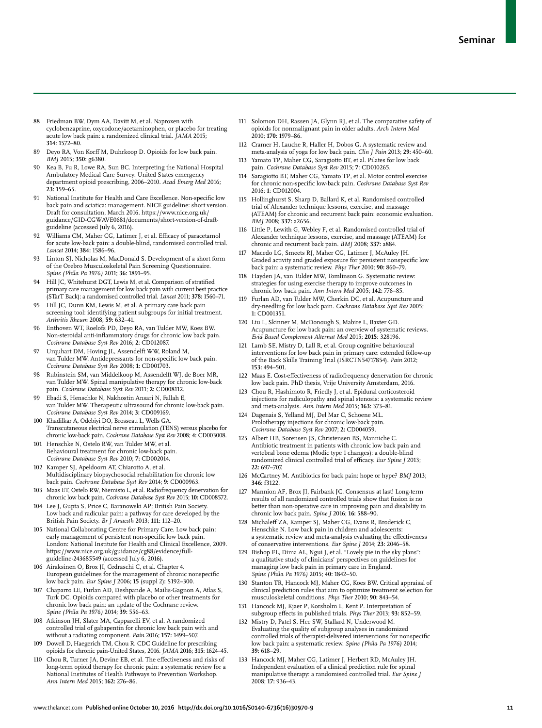88 Friedman BW, Dym AA, Davitt M, et al. Naproxen with cyclobenzaprine, oxycodone/acetaminophen, or placebo for treating acute low back pain: a randomized clinical trial. *JAMA* 2015; **314:** 1572–80.

89 Deyo RA, Von Korff M, Duhrkoop D. Opioids for low back pain. *BMJ* 2015; **350:** g6380.

90 Kea B, Fu R, Lowe RA, Sun BC. Interpreting the National Hospital Ambulatory Medical Care Survey: United States emergency department opioid prescribing, 2006–2010. *Acad Emerg Med* 2016; **23:** 159–65.

91 National Institute for Health and Care Excellence. Non-specific low back pain and sciatica: management. NICE guideline: short version. Draft for consultation, March 2016. https://www.nice.org.uk/guidance/GID-CGWAVE0681/documents/short-version-of-draft-guideline (accessed July 6, 2016).

92 Williams CM, Maher CG, Latimer J, et al. Efficacy of paracetamol for acute low-back pain: a double-blind, randomised controlled trial. *Lancet* 2014; **384:** 1586–96.

93 Linton SJ, Nicholas M, MacDonald S. Development of a short form of the Orebro Musculoskeletal Pain Screening Questionnaire. *Spine (Phila Pa 1976)* 2011; **36:** 1891–95.

94 Hill JC, Whitehurst DGT, Lewis M, et al. Comparison of stratified primary care management for low back pain with current best practice (STarT Back): a randomised controlled trial. *Lancet* 2011; **378:** 1560–71.

95 Hill JC, Dunn KM, Lewis M, et al. A primary care back pain screening tool: identifying patient subgroups for initial treatment. *Arthritis Rheum* 2008; **59:** 632–41.

96 Enthoven WT, Roelofs PD, Deyo RA, van Tulder MW, Koes BW. Non-steroidal anti-inflammatory drugs for chronic low back pain. *Cochrane Database Syst Rev* 2016; **2**: CD012087.

97 Urquhart DM, Hoving JL, Assendelft WW, Roland M, van Tulder MW. Antidepressants for non-specific low back pain. *Cochrane Database Syst Rev* 2008; **1:** CD001703.

98 Rubinstein SM, van Middelkoop M, Assendelft WJ, de Boer MR, van Tulder MW. Spinal manipulative therapy for chronic low-back pain. *Cochrane Database Syst Rev* 2011; **2:** CD008112.

99 Ebadi S, Henschke N, Nakhostin Ansari N, Fallah E, van Tulder MW. Therapeutic ultrasound for chronic low-back pain. *Cochrane Database Syst Rev* 2014; **3:** CD009169.

100 Khadilkar A, Odebiyi DO, Brosseau L, Wells GA. Transcutaneous electrical nerve stimulation (TENS) versus placebo for chronic low-back pain. *Cochrane Database Syst Rev* 2008; **4:** CD003008.

101 Henschke N, Ostelo RW, van Tulder MW, et al. Behavioural treatment for chronic low-back pain. *Cochrane Database Syst Rev* 2010; **7:** CD002014.

102 Kamper SJ, Apeldoorn AT, Chiarotto A, et al. Multidisciplinary biopsychosocial rehabilitation for chronic low back pain. *Cochrane Database Syst Rev* 2014; **9:** CD000963.

103 Maas ET, Ostelo RW, Niemisto L, et al. Radiofrequency denervation for chronic low back pain. *Cochrane Database Syst Rev* 2015; **10:** CD008572.

104 Lee J, Gupta S, Price C, Baranowski AP; British Pain Society. Low back and radicular pain: a pathway for care developed by the British Pain Society. *Br J Anaesth* 2013; **111:** 112–20.

105 National Collaborating Centre for Primary Care. Low back pain: early management of persistent non-specific low back pain. London: National Institute for Health and Clinical Excellence, 2009. https://www.nice.org.uk/guidance/cg88/evidence/full-guideline-243685549 (accessed July 6, 2016).

106 Airaksinen O, Brox JI, Cedraschi C, et al. Chapter 4. European guidelines for the management of chronic nonspecific low back pain. *Eur Spine J* 2006; **15** (suppl 2)**:** S192–300.

107 Chaparro LE, Furlan AD, Deshpande A, Mailis-Gagnon A, Atlas S, Turk DC. Opioids compared with placebo or other treatments for chronic low back pain: an update of the Cochrane review. *Spine (Phila Pa 1976)* 2014; **39:** 556–63.

108 Atkinson JH, Slater MA, Capparelli EV, et al. A randomized controlled trial of gabapentin for chronic low back pain with and without a radiating component. *Pain* 2016; **157:** 1499–507.

109 Dowell D, Haegerich TM, Chou R. CDC Guideline for prescribing opioids for chronic pain-United States, 2016. *JAMA* 2016; **315:** 1624–45.

110 Chou R, Turner JA, Devine EB, et al. The effectiveness and risks of long-term opioid therapy for chronic pain: a systematic review for a National Institutes of Health Pathways to Prevention Workshop. *Ann Intern Med* 2015; **162:** 276–86.

111 Solomon DH, Rassen JA, Glynn RJ, et al. The comparative safety of opioids for nonmalignant pain in older adults. *Arch Intern Med* 2010; **170:** 1979–86.

112 Cramer H, Lauche R, Haller H, Dobos G. A systematic review and meta-analysis of yoga for low back pain. *Clin J Pain* 2013; **29:** 450–60.

113 Yamato TP, Maher CG, Saragiotto BT, et al. Pilates for low back pain. *Cochrane Database Syst Rev* 2015; **7:** CD010265.

114 Saragiotto BT, Maher CG, Yamato TP, et al. Motor control exercise for chronic non-specific low-back pain. *Cochrane Database Syst Rev* 2016; **1**: CD012004.

115 Hollinghurst S, Sharp D, Ballard K, et al. Randomised controlled trial of Alexander technique lessons, exercise, and massage (ATEAM) for chronic and recurrent back pain: economic evaluation. *BMJ* 2008; **337:** a2656.

116 Little P, Lewith G, Webley F, et al. Randomised controlled trial of Alexander technique lessons, exercise, and massage (ATEAM) for chronic and recurrent back pain. *BMJ* 2008; **337:** a884.

117 Macedo LG, Smeets RJ, Maher CG, Latimer J, McAuley JH. Graded activity and graded exposure for persistent nonspecific low back pain: a systematic review. *Phys Ther* 2010; **90:** 860–79.

118 Hayden JA, van Tulder MW, Tomlinson G. Systematic review: strategies for using exercise therapy to improve outcomes in chronic low back pain. *Ann Intern Med* 2005; **142:** 776–85.

119 Furlan AD, van Tulder MW, Cherkin DC, et al. Acupuncture and dry-needling for low back pain. *Cochrane Database Syst Rev* 2005; **1:** CD001351.

120 Liu L, Skinner M, McDonough S, Mabire L, Baxter GD. Acupuncture for low back pain: an overview of systematic reviews. *Evid Based Complement Alternat Med* 2015; **2015**: 328196.

121 Lamb SE, Mistry D, Lall R, et al. Group cognitive behavioural interventions for low back pain in primary care: extended follow-up of the Back Skills Training Trial (ISRCTN54717854). *Pain* 2012; **153:** 494–501.

122 Maas E. Cost-effectiveness of radiofrequency denervation for chronic low back pain. PhD thesis, Vrije University Amsterdam, 2016.

123 Chou R, Hashimoto R, Friedly J, et al. Epidural corticosteroid injections for radiculopathy and spinal stenosis: a systematic review and meta-analysis. *Ann Intern Med* 2015; **163:** 373–81.

124 Dagenais S, Yelland MJ, Del Mar C, Schoene ML. Prolotherapy injections for chronic low-back pain. *Cochrane Database Syst Rev* 2007; **2:** CD004059.

125 Albert HB, Sorensen JS, Christensen BS, Manniche C. Antibiotic treatment in patients with chronic low back pain and vertebral bone edema (Modic type 1 changes): a double-blind randomized clinical controlled trial of efficacy. *Eur Spine J* 2013; **22:** 697–707.

126 McCartney M. Antibiotics for back pain: hope or hype? *BMJ* 2013; **346:** f3122.

127 Mannion AF, Brox JI, Fairbank JC. Consensus at last! Long-term results of all randomized controlled trials show that fusion is no better than non-operative care in improving pain and disability in chronic low back pain. *Spine J* 2016; **16:** 588–90.

128 Michaleff ZA, Kamper SJ, Maher CG, Evans R, Broderick C, Henschke N. Low back pain in children and adolescents: a systematic review and meta-analysis evaluating the effectiveness of conservative interventions. *Eur Spine J* 2014; **23:** 2046–58.

129 Bishop FL, Dima AL, Ngui J, et al. "Lovely pie in the sky plans": a qualitative study of clinicians' perspectives on guidelines for managing low back pain in primary care in England. *Spine (Phila Pa 1976)* 2015; **40:** 1842–50.

130 Stanton TR, Hancock MJ, Maher CG, Koes BW. Critical appraisal of clinical prediction rules that aim to optimize treatment selection for musculoskeletal conditions. *Phys Ther* 2010; **90:** 843–54.

131 Hancock MJ, Kjaer P, Korsholm L, Kent P. Interpretation of subgroup effects in published trials. *Phys Ther* 2013; **93:** 852–59.

132 Mistry D, Patel S, Hee SW, Stallard N, Underwood M. Evaluating the quality of subgroup analyses in randomized controlled trials of therapist-delivered interventions for nonspecific low back pain: a systematic review. *Spine (Phila Pa 1976)* 2014; **39:** 618–29.

133 Hancock MJ, Maher CG, Latimer J, Herbert RD, McAuley JH. Independent evaluation of a clinical prediction rule for spinal manipulative therapy: a randomised controlled trial. *Eur Spine J* 2008; **17:** 936–43.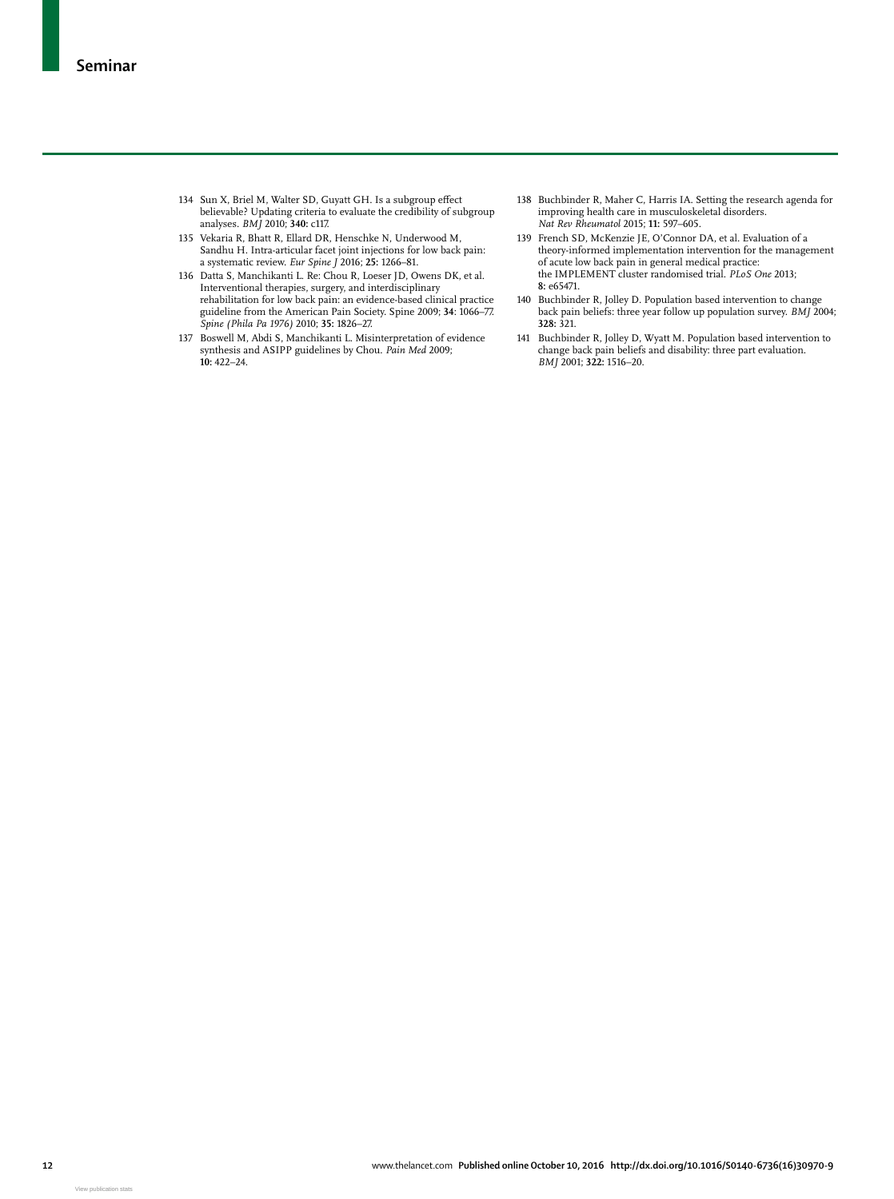134 Sun X, Briel M, Walter SD, Guyatt GH. Is a subgroup effect believable? Updating criteria to evaluate the credibility of subgroup analyses. *BMJ* 2010; **340:** c117.

135 Vekaria R, Bhatt R, Ellard DR, Henschke N, Underwood M, Sandhu H. Intra-articular facet joint injections for low back pain: a systematic review. *Eur Spine J* 2016; **25:** 1266–81.

136 Datta S, Manchikanti L. Re: Chou R, Loeser JD, Owens DK, et al. Interventional therapies, surgery, and interdisciplinary rehabilitation for low back pain: an evidence-based clinical practice guideline from the American Pain Society. Spine 2009; **34**: 1066–77. *Spine (Phila Pa 1976)* 2010; **35:** 1826–27.

137 Boswell M, Abdi S, Manchikanti L. Misinterpretation of evidence synthesis and ASIPP guidelines by Chou. *Pain Med* 2009; **10:** 422–24.

138 Buchbinder R, Maher C, Harris IA. Setting the research agenda for improving health care in musculoskeletal disorders. *Nat Rev Rheumatol* 2015; **11:** 597–605.

139 French SD, McKenzie JE, O'Connor DA, et al. Evaluation of a theory-informed implementation intervention for the management of acute low back pain in general medical practice: the IMPLEMENT cluster randomised trial. *PLoS One* 2013; **8:** e65471.

140 Buchbinder R, Jolley D. Population based intervention to change back pain beliefs: three year follow up population survey. *BMJ* 2004; **328:** 321.

141 Buchbinder R, Jolley D, Wyatt M. Population based intervention to change back pain beliefs and disability: three part evaluation. *BMJ* 2001; **322:** 1516–20.